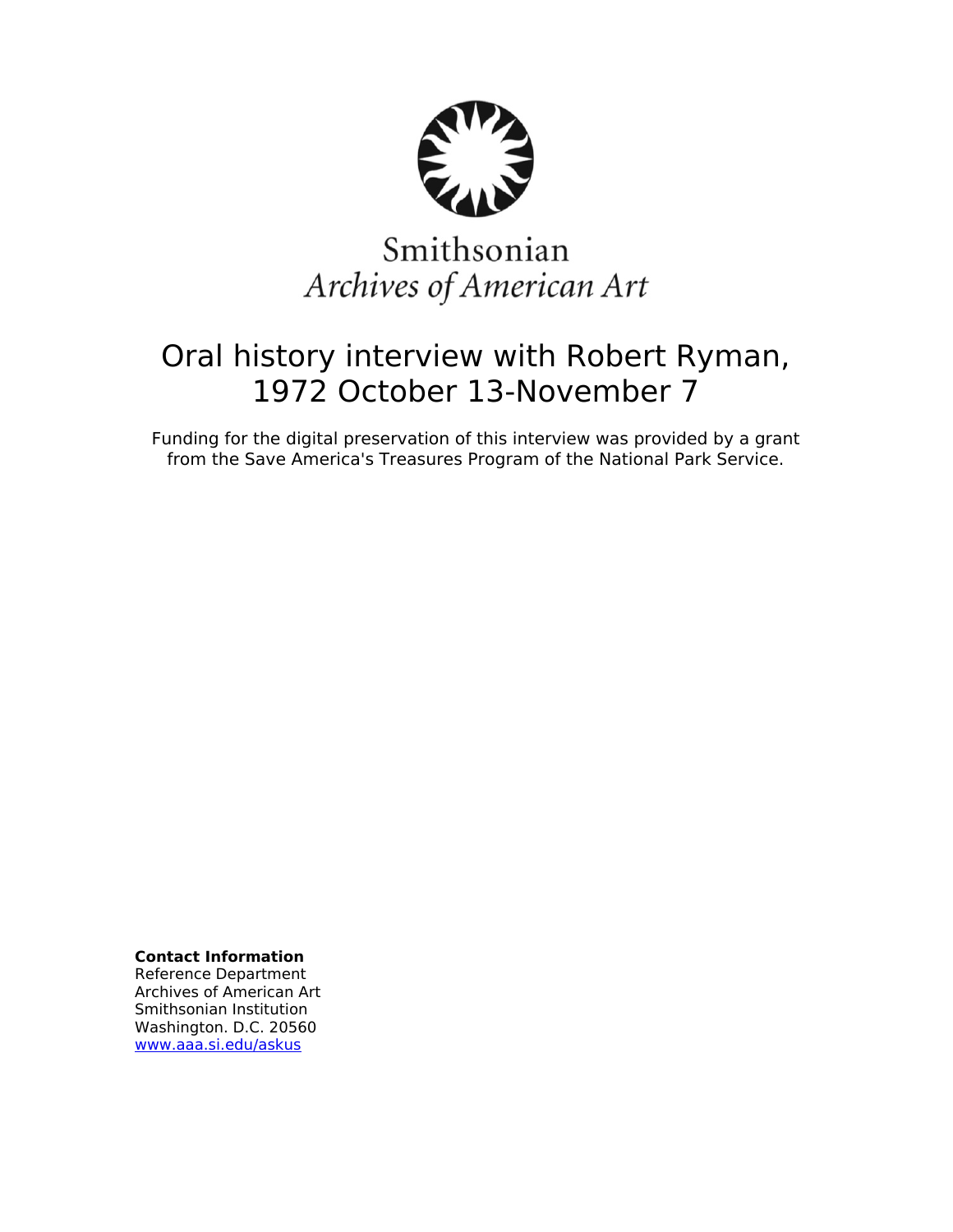Smithsonian
*Archives of American Art*

# Oral history interview with Robert Ryman, 1972 October 13-November 7

Funding for the digital preservation of this interview was provided by a grant from the Save America's Treasures Program of the National Park Service.

**Contact Information**
Reference Department
Archives of American Art
Smithsonian Institution
Washington. D.C. 20560
www.aaa.si.edu/askus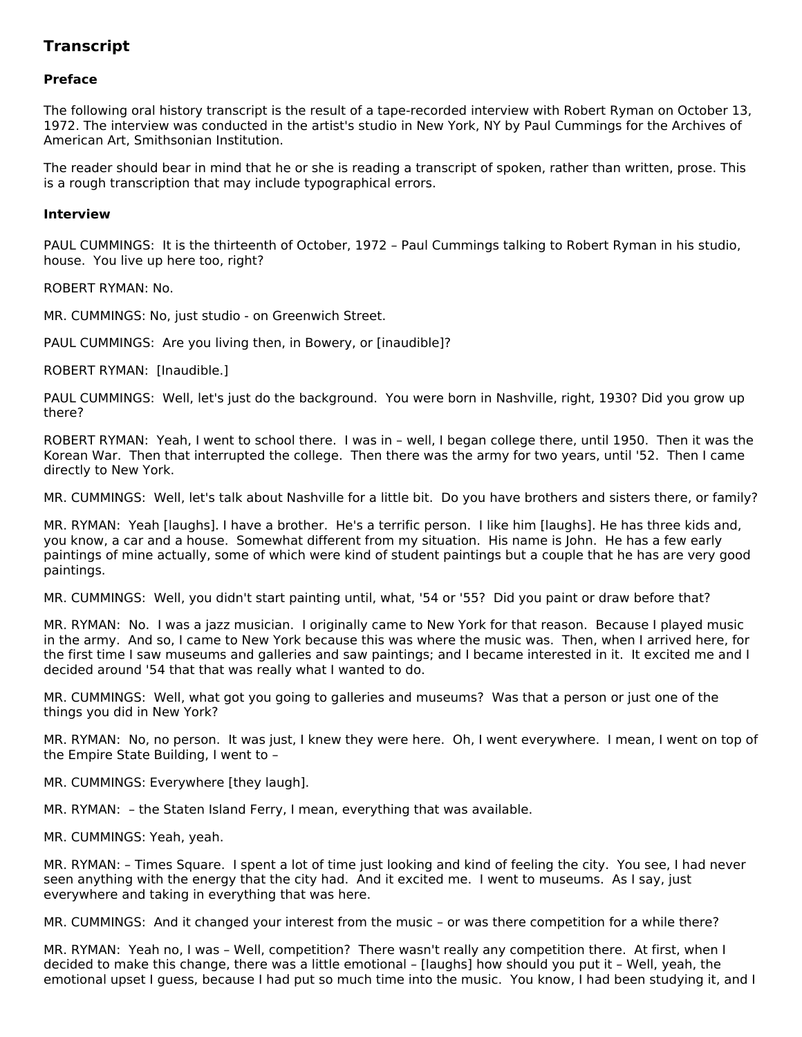## Transcript

### Preface

The following oral history transcript is the result of a tape-recorded interview with Robert Ryman on October 13, 1972. The interview was conducted in the artist's studio in New York, NY by Paul Cummings for the Archives of American Art, Smithsonian Institution.

The reader should bear in mind that he or she is reading a transcript of spoken, rather than written, prose. This is a rough transcription that may include typographical errors.

### Interview

PAUL CUMMINGS: It is the thirteenth of October, 1972 – Paul Cummings talking to Robert Ryman in his studio, house. You live up here too, right?

ROBERT RYMAN: No.

MR. CUMMINGS: No, just studio - on Greenwich Street.

PAUL CUMMINGS: Are you living then, in Bowery, or [inaudible]?

ROBERT RYMAN: [Inaudible.]

PAUL CUMMINGS: Well, let's just do the background. You were born in Nashville, right, 1930? Did you grow up there?

ROBERT RYMAN: Yeah, I went to school there. I was in – well, I began college there, until 1950. Then it was the Korean War. Then that interrupted the college. Then there was the army for two years, until '52. Then I came directly to New York.

MR. CUMMINGS: Well, let's talk about Nashville for a little bit. Do you have brothers and sisters there, or family?

MR. RYMAN: Yeah [laughs]. I have a brother. He's a terrific person. I like him [laughs]. He has three kids and, you know, a car and a house. Somewhat different from my situation. His name is John. He has a few early paintings of mine actually, some of which were kind of student paintings but a couple that he has are very good paintings.

MR. CUMMINGS: Well, you didn't start painting until, what, '54 or '55? Did you paint or draw before that?

MR. RYMAN: No. I was a jazz musician. I originally came to New York for that reason. Because I played music in the army. And so, I came to New York because this was where the music was. Then, when I arrived here, for the first time I saw museums and galleries and saw paintings; and I became interested in it. It excited me and I decided around '54 that that was really what I wanted to do.

MR. CUMMINGS: Well, what got you going to galleries and museums? Was that a person or just one of the things you did in New York?

MR. RYMAN: No, no person. It was just, I knew they were here. Oh, I went everywhere. I mean, I went on top of the Empire State Building, I went to –

MR. CUMMINGS: Everywhere [they laugh].

MR. RYMAN: – the Staten Island Ferry, I mean, everything that was available.

MR. CUMMINGS: Yeah, yeah.

MR. RYMAN: – Times Square. I spent a lot of time just looking and kind of feeling the city. You see, I had never seen anything with the energy that the city had. And it excited me. I went to museums. As I say, just everywhere and taking in everything that was here.

MR. CUMMINGS: And it changed your interest from the music – or was there competition for a while there?

MR. RYMAN: Yeah no, I was – Well, competition? There wasn't really any competition there. At first, when I decided to make this change, there was a little emotional – [laughs] how should you put it – Well, yeah, the emotional upset I guess, because I had put so much time into the music. You know, I had been studying it, and I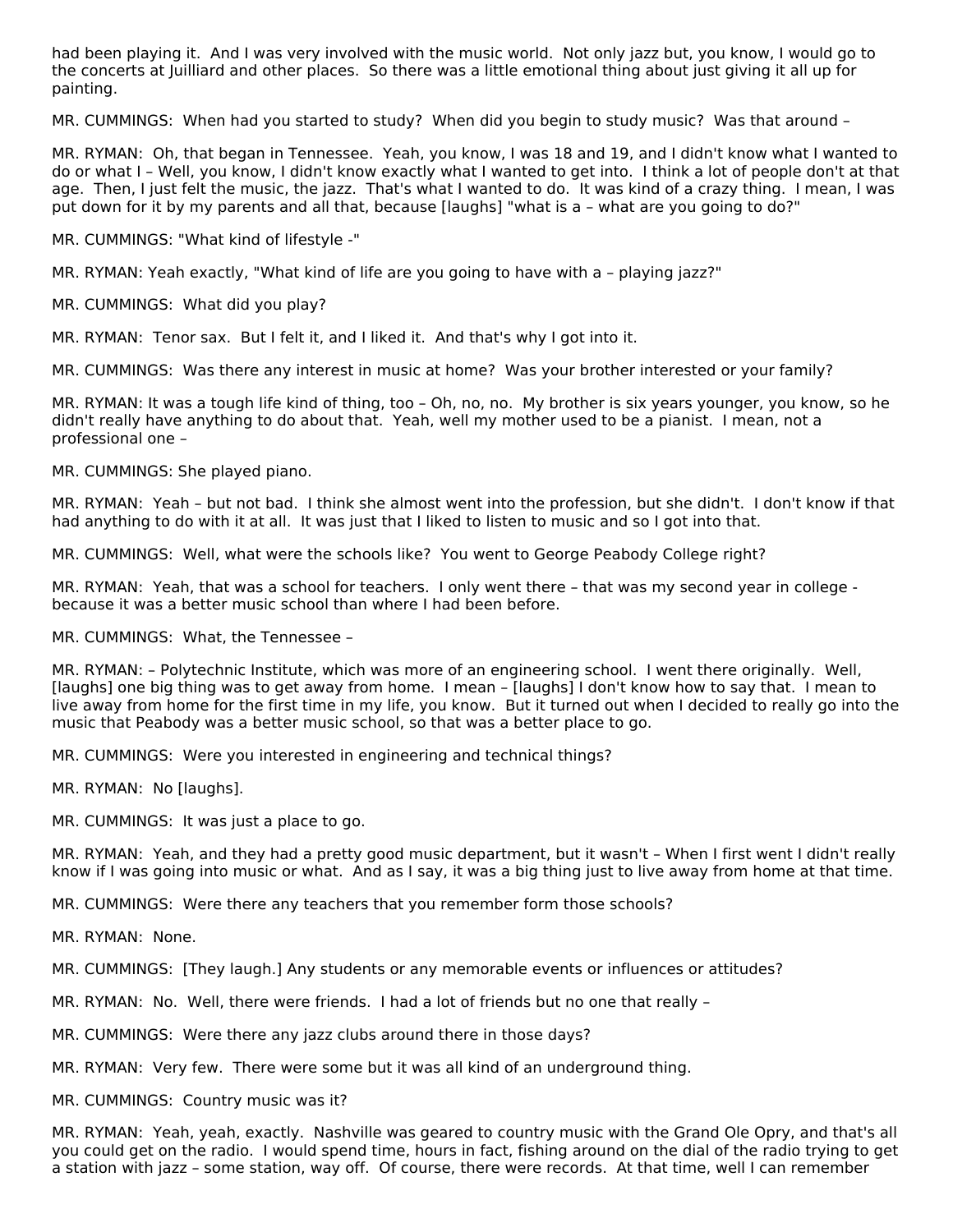had been playing it. And I was very involved with the music world. Not only jazz but, you know, I would go to the concerts at Juilliard and other places. So there was a little emotional thing about just giving it all up for painting.

MR. CUMMINGS: When had you started to study? When did you begin to study music? Was that around –

MR. RYMAN: Oh, that began in Tennessee. Yeah, you know, I was 18 and 19, and I didn't know what I wanted to do or what I – Well, you know, I didn't know exactly what I wanted to get into. I think a lot of people don't at that age. Then, I just felt the music, the jazz. That's what I wanted to do. It was kind of a crazy thing. I mean, I was put down for it by my parents and all that, because [laughs] "what is a – what are you going to do?"

MR. CUMMINGS: "What kind of lifestyle -"

MR. RYMAN: Yeah exactly, "What kind of life are you going to have with a – playing jazz?"

MR. CUMMINGS: What did you play?

MR. RYMAN: Tenor sax. But I felt it, and I liked it. And that's why I got into it.

MR. CUMMINGS: Was there any interest in music at home? Was your brother interested or your family?

MR. RYMAN: It was a tough life kind of thing, too – Oh, no, no. My brother is six years younger, you know, so he didn't really have anything to do about that. Yeah, well my mother used to be a pianist. I mean, not a professional one –

MR. CUMMINGS: She played piano.

MR. RYMAN: Yeah – but not bad. I think she almost went into the profession, but she didn't. I don't know if that had anything to do with it at all. It was just that I liked to listen to music and so I got into that.

MR. CUMMINGS: Well, what were the schools like? You went to George Peabody College right?

MR. RYMAN: Yeah, that was a school for teachers. I only went there – that was my second year in college - because it was a better music school than where I had been before.

MR. CUMMINGS: What, the Tennessee –

MR. RYMAN: – Polytechnic Institute, which was more of an engineering school. I went there originally. Well, [laughs] one big thing was to get away from home. I mean – [laughs] I don't know how to say that. I mean to live away from home for the first time in my life, you know. But it turned out when I decided to really go into the music that Peabody was a better music school, so that was a better place to go.

MR. CUMMINGS: Were you interested in engineering and technical things?

MR. RYMAN: No [laughs].

MR. CUMMINGS: It was just a place to go.

MR. RYMAN: Yeah, and they had a pretty good music department, but it wasn't – When I first went I didn't really know if I was going into music or what. And as I say, it was a big thing just to live away from home at that time.

MR. CUMMINGS: Were there any teachers that you remember form those schools?

MR. RYMAN: None.

MR. CUMMINGS: [They laugh.] Any students or any memorable events or influences or attitudes?

MR. RYMAN: No. Well, there were friends. I had a lot of friends but no one that really –

MR. CUMMINGS: Were there any jazz clubs around there in those days?

MR. RYMAN: Very few. There were some but it was all kind of an underground thing.

MR. CUMMINGS: Country music was it?

MR. RYMAN: Yeah, yeah, exactly. Nashville was geared to country music with the Grand Ole Opry, and that's all you could get on the radio. I would spend time, hours in fact, fishing around on the dial of the radio trying to get a station with jazz – some station, way off. Of course, there were records. At that time, well I can remember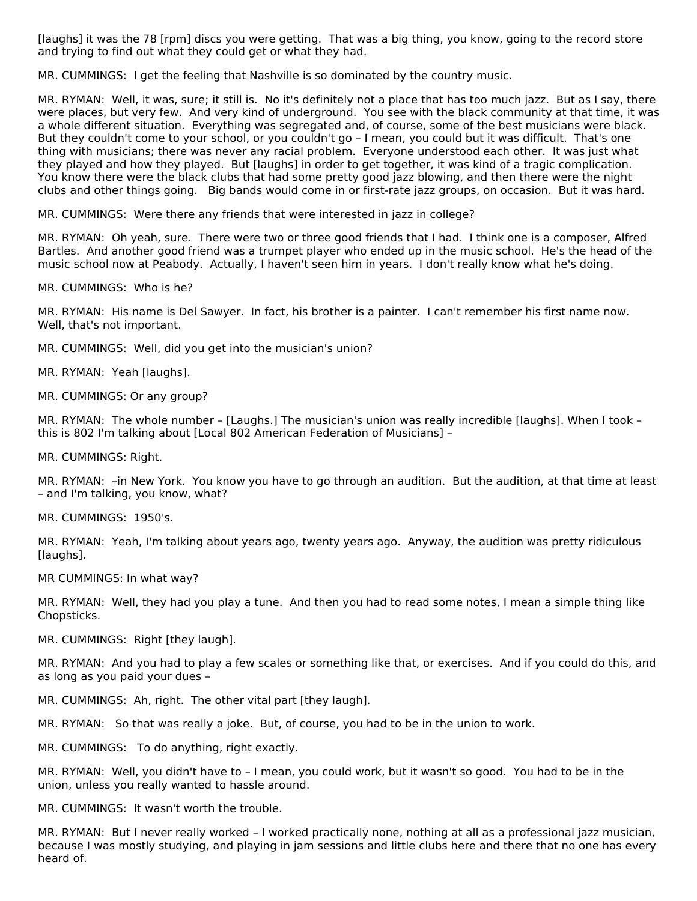[laughs] it was the 78 [rpm] discs you were getting. That was a big thing, you know, going to the record store and trying to find out what they could get or what they had.

MR. CUMMINGS: I get the feeling that Nashville is so dominated by the country music.

MR. RYMAN: Well, it was, sure; it still is. No it's definitely not a place that has too much jazz. But as I say, there were places, but very few. And very kind of underground. You see with the black community at that time, it was a whole different situation. Everything was segregated and, of course, some of the best musicians were black. But they couldn't come to your school, or you couldn't go – I mean, you could but it was difficult. That's one thing with musicians; there was never any racial problem. Everyone understood each other. It was just what they played and how they played. But [laughs] in order to get together, it was kind of a tragic complication. You know there were the black clubs that had some pretty good jazz blowing, and then there were the night clubs and other things going. Big bands would come in or first-rate jazz groups, on occasion. But it was hard.

MR. CUMMINGS: Were there any friends that were interested in jazz in college?

MR. RYMAN: Oh yeah, sure. There were two or three good friends that I had. I think one is a composer, Alfred Bartles. And another good friend was a trumpet player who ended up in the music school. He's the head of the music school now at Peabody. Actually, I haven't seen him in years. I don't really know what he's doing.

MR. CUMMINGS: Who is he?

MR. RYMAN: His name is Del Sawyer. In fact, his brother is a painter. I can't remember his first name now. Well, that's not important.

MR. CUMMINGS: Well, did you get into the musician's union?

MR. RYMAN: Yeah [laughs].

MR. CUMMINGS: Or any group?

MR. RYMAN: The whole number – [Laughs.] The musician's union was really incredible [laughs]. When I took – this is 802 I'm talking about [Local 802 American Federation of Musicians] –

MR. CUMMINGS: Right.

MR. RYMAN: –in New York. You know you have to go through an audition. But the audition, at that time at least – and I'm talking, you know, what?

MR. CUMMINGS: 1950's.

MR. RYMAN: Yeah, I'm talking about years ago, twenty years ago. Anyway, the audition was pretty ridiculous [laughs].

MR CUMMINGS: In what way?

MR. RYMAN: Well, they had you play a tune. And then you had to read some notes, I mean a simple thing like Chopsticks.

MR. CUMMINGS: Right [they laugh].

MR. RYMAN: And you had to play a few scales or something like that, or exercises. And if you could do this, and as long as you paid your dues –

MR. CUMMINGS: Ah, right. The other vital part [they laugh].

MR. RYMAN: So that was really a joke. But, of course, you had to be in the union to work.

MR. CUMMINGS: To do anything, right exactly.

MR. RYMAN: Well, you didn't have to – I mean, you could work, but it wasn't so good. You had to be in the union, unless you really wanted to hassle around.

MR. CUMMINGS: It wasn't worth the trouble.

MR. RYMAN: But I never really worked – I worked practically none, nothing at all as a professional jazz musician, because I was mostly studying, and playing in jam sessions and little clubs here and there that no one has every heard of.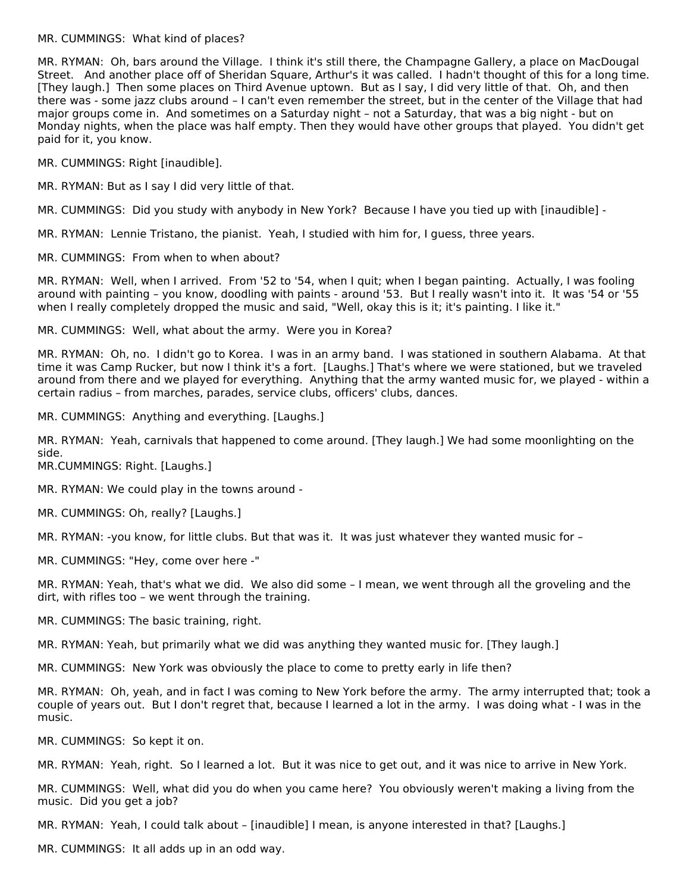MR. CUMMINGS: What kind of places?

MR. RYMAN: Oh, bars around the Village. I think it's still there, the Champagne Gallery, a place on MacDougal Street. And another place off of Sheridan Square, Arthur's it was called. I hadn't thought of this for a long time. [They laugh.] Then some places on Third Avenue uptown. But as I say, I did very little of that. Oh, and then there was - some jazz clubs around – I can't even remember the street, but in the center of the Village that had major groups come in. And sometimes on a Saturday night – not a Saturday, that was a big night - but on Monday nights, when the place was half empty. Then they would have other groups that played. You didn't get paid for it, you know.

MR. CUMMINGS: Right [inaudible].

MR. RYMAN: But as I say I did very little of that.

MR. CUMMINGS: Did you study with anybody in New York? Because I have you tied up with [inaudible] -

MR. RYMAN: Lennie Tristano, the pianist. Yeah, I studied with him for, I guess, three years.

MR. CUMMINGS: From when to when about?

MR. RYMAN: Well, when I arrived. From '52 to '54, when I quit; when I began painting. Actually, I was fooling around with painting – you know, doodling with paints - around '53. But I really wasn't into it. It was '54 or '55 when I really completely dropped the music and said, "Well, okay this is it; it's painting. I like it."

MR. CUMMINGS: Well, what about the army. Were you in Korea?

MR. RYMAN: Oh, no. I didn't go to Korea. I was in an army band. I was stationed in southern Alabama. At that time it was Camp Rucker, but now I think it's a fort. [Laughs.] That's where we were stationed, but we traveled around from there and we played for everything. Anything that the army wanted music for, we played - within a certain radius – from marches, parades, service clubs, officers' clubs, dances.

MR. CUMMINGS: Anything and everything. [Laughs.]

MR. RYMAN: Yeah, carnivals that happened to come around. [They laugh.] We had some moonlighting on the side.

MR.CUMMINGS: Right. [Laughs.]

MR. RYMAN: We could play in the towns around -

MR. CUMMINGS: Oh, really? [Laughs.]

MR. RYMAN: -you know, for little clubs. But that was it. It was just whatever they wanted music for –

MR. CUMMINGS: "Hey, come over here -"

MR. RYMAN: Yeah, that's what we did. We also did some – I mean, we went through all the groveling and the dirt, with rifles too – we went through the training.

MR. CUMMINGS: The basic training, right.

MR. RYMAN: Yeah, but primarily what we did was anything they wanted music for. [They laugh.]

MR. CUMMINGS: New York was obviously the place to come to pretty early in life then?

MR. RYMAN: Oh, yeah, and in fact I was coming to New York before the army. The army interrupted that; took a couple of years out. But I don't regret that, because I learned a lot in the army. I was doing what - I was in the music.

MR. CUMMINGS: So kept it on.

MR. RYMAN: Yeah, right. So I learned a lot. But it was nice to get out, and it was nice to arrive in New York.

MR. CUMMINGS: Well, what did you do when you came here? You obviously weren't making a living from the music. Did you get a job?

MR. RYMAN: Yeah, I could talk about – [inaudible] I mean, is anyone interested in that? [Laughs.]

MR. CUMMINGS: It all adds up in an odd way.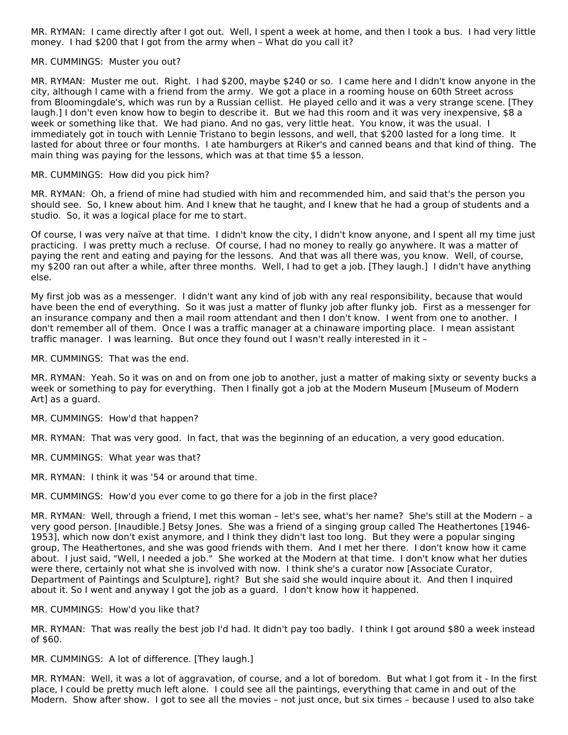MR. RYMAN: I came directly after I got out. Well, I spent a week at home, and then I took a bus. I had very little money. I had $200 that I got from the army when – What do you call it?

MR. CUMMINGS: Muster you out?

MR. RYMAN: Muster me out. Right. I had $200, maybe $240 or so. I came here and I didn't know anyone in the city, although I came with a friend from the army. We got a place in a rooming house on 60th Street across from Bloomingdale's, which was run by a Russian cellist. He played cello and it was a very strange scene. [They laugh.] I don't even know how to begin to describe it. But we had this room and it was very inexpensive, $8 a week or something like that. We had piano. And no gas, very little heat. You know, it was the usual. I immediately got in touch with Lennie Tristano to begin lessons, and well, that $200 lasted for a long time. It lasted for about three or four months. I ate hamburgers at Riker's and canned beans and that kind of thing. The main thing was paying for the lessons, which was at that time $5 a lesson.

MR. CUMMINGS: How did you pick him?

MR. RYMAN: Oh, a friend of mine had studied with him and recommended him, and said that's the person you should see. So, I knew about him. And I knew that he taught, and I knew that he had a group of students and a studio. So, it was a logical place for me to start.

Of course, I was very naïve at that time. I didn't know the city, I didn't know anyone, and I spent all my time just practicing. I was pretty much a recluse. Of course, I had no money to really go anywhere. It was a matter of paying the rent and eating and paying for the lessons. And that was all there was, you know. Well, of course, my $200 ran out after a while, after three months. Well, I had to get a job. [They laugh.] I didn't have anything else.

My first job was as a messenger. I didn't want any kind of job with any real responsibility, because that would have been the end of everything. So it was just a matter of flunky job after flunky job. First as a messenger for an insurance company and then a mail room attendant and then I don't know. I went from one to another. I don't remember all of them. Once I was a traffic manager at a chinaware importing place. I mean assistant traffic manager. I was learning. But once they found out I wasn't really interested in it –

MR. CUMMINGS: That was the end.

MR. RYMAN: Yeah. So it was on and on from one job to another, just a matter of making sixty or seventy bucks a week or something to pay for everything. Then I finally got a job at the Modern Museum [Museum of Modern Art] as a guard.

MR. CUMMINGS: How'd that happen?

MR. RYMAN: That was very good. In fact, that was the beginning of an education, a very good education.

MR. CUMMINGS: What year was that?

MR. RYMAN: I think it was '54 or around that time.

MR. CUMMINGS: How'd you ever come to go there for a job in the first place?

MR. RYMAN: Well, through a friend, I met this woman – let's see, what's her name? She's still at the Modern – a very good person. [Inaudible.] Betsy Jones. She was a friend of a singing group called The Heathertones [1946-1953], which now don't exist anymore, and I think they didn't last too long. But they were a popular singing group, The Heathertones, and she was good friends with them. And I met her there. I don't know how it came about. I just said, "Well, I needed a job." She worked at the Modern at that time. I don't know what her duties were there, certainly not what she is involved with now. I think she's a curator now [Associate Curator, Department of Paintings and Sculpture], right? But she said she would inquire about it. And then I inquired about it. So I went and anyway I got the job as a guard. I don't know how it happened.

MR. CUMMINGS: How'd you like that?

MR. RYMAN: That was really the best job I'd had. It didn't pay too badly. I think I got around $80 a week instead of $60.

MR. CUMMINGS: A lot of difference. [They laugh.]

MR. RYMAN: Well, it was a lot of aggravation, of course, and a lot of boredom. But what I got from it - In the first place, I could be pretty much left alone. I could see all the paintings, everything that came in and out of the Modern. Show after show. I got to see all the movies – not just once, but six times – because I used to also take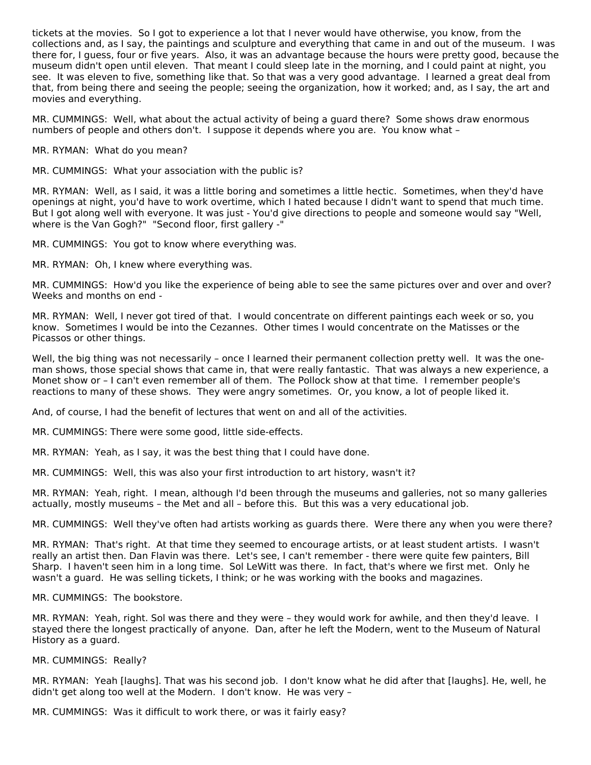tickets at the movies. So I got to experience a lot that I never would have otherwise, you know, from the collections and, as I say, the paintings and sculpture and everything that came in and out of the museum. I was there for, I guess, four or five years. Also, it was an advantage because the hours were pretty good, because the museum didn't open until eleven. That meant I could sleep late in the morning, and I could paint at night, you see. It was eleven to five, something like that. So that was a very good advantage. I learned a great deal from that, from being there and seeing the people; seeing the organization, how it worked; and, as I say, the art and movies and everything.

MR. CUMMINGS: Well, what about the actual activity of being a guard there? Some shows draw enormous numbers of people and others don't. I suppose it depends where you are. You know what –

MR. RYMAN: What do you mean?

MR. CUMMINGS: What your association with the public is?

MR. RYMAN: Well, as I said, it was a little boring and sometimes a little hectic. Sometimes, when they'd have openings at night, you'd have to work overtime, which I hated because I didn't want to spend that much time. But I got along well with everyone. It was just - You'd give directions to people and someone would say "Well, where is the Van Gogh?" "Second floor, first gallery -"

MR. CUMMINGS: You got to know where everything was.

MR. RYMAN: Oh, I knew where everything was.

MR. CUMMINGS: How'd you like the experience of being able to see the same pictures over and over and over? Weeks and months on end -

MR. RYMAN: Well, I never got tired of that. I would concentrate on different paintings each week or so, you know. Sometimes I would be into the Cezannes. Other times I would concentrate on the Matisses or the Picassos or other things.

Well, the big thing was not necessarily – once I learned their permanent collection pretty well. It was the one-man shows, those special shows that came in, that were really fantastic. That was always a new experience, a Monet show or – I can't even remember all of them. The Pollock show at that time. I remember people's reactions to many of these shows. They were angry sometimes. Or, you know, a lot of people liked it.

And, of course, I had the benefit of lectures that went on and all of the activities.

MR. CUMMINGS: There were some good, little side-effects.

MR. RYMAN: Yeah, as I say, it was the best thing that I could have done.

MR. CUMMINGS: Well, this was also your first introduction to art history, wasn't it?

MR. RYMAN: Yeah, right. I mean, although I'd been through the museums and galleries, not so many galleries actually, mostly museums – the Met and all – before this. But this was a very educational job.

MR. CUMMINGS: Well they've often had artists working as guards there. Were there any when you were there?

MR. RYMAN: That's right. At that time they seemed to encourage artists, or at least student artists. I wasn't really an artist then. Dan Flavin was there. Let's see, I can't remember - there were quite few painters, Bill Sharp. I haven't seen him in a long time. Sol LeWitt was there. In fact, that's where we first met. Only he wasn't a guard. He was selling tickets, I think; or he was working with the books and magazines.

MR. CUMMINGS: The bookstore.

MR. RYMAN: Yeah, right. Sol was there and they were – they would work for awhile, and then they'd leave. I stayed there the longest practically of anyone. Dan, after he left the Modern, went to the Museum of Natural History as a guard.

MR. CUMMINGS: Really?

MR. RYMAN: Yeah [laughs]. That was his second job. I don't know what he did after that [laughs]. He, well, he didn't get along too well at the Modern. I don't know. He was very –

MR. CUMMINGS: Was it difficult to work there, or was it fairly easy?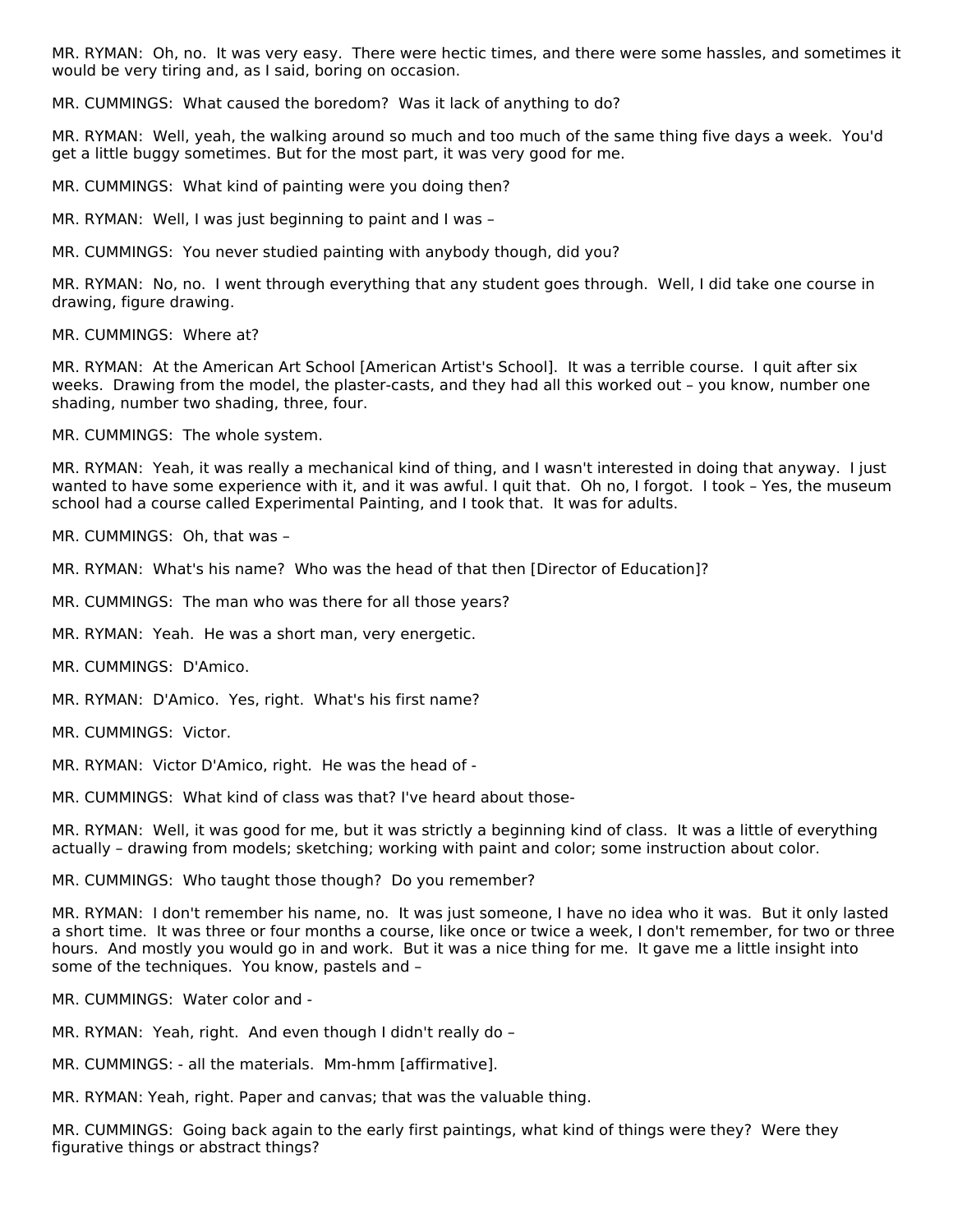MR. RYMAN: Oh, no. It was very easy. There were hectic times, and there were some hassles, and sometimes it would be very tiring and, as I said, boring on occasion.

MR. CUMMINGS: What caused the boredom? Was it lack of anything to do?

MR. RYMAN: Well, yeah, the walking around so much and too much of the same thing five days a week. You'd get a little buggy sometimes. But for the most part, it was very good for me.

MR. CUMMINGS: What kind of painting were you doing then?

MR. RYMAN: Well, I was just beginning to paint and I was –

MR. CUMMINGS: You never studied painting with anybody though, did you?

MR. RYMAN: No, no. I went through everything that any student goes through. Well, I did take one course in drawing, figure drawing.

MR. CUMMINGS: Where at?

MR. RYMAN: At the American Art School [American Artist's School]. It was a terrible course. I quit after six weeks. Drawing from the model, the plaster-casts, and they had all this worked out – you know, number one shading, number two shading, three, four.

MR. CUMMINGS: The whole system.

MR. RYMAN: Yeah, it was really a mechanical kind of thing, and I wasn't interested in doing that anyway. I just wanted to have some experience with it, and it was awful. I quit that. Oh no, I forgot. I took – Yes, the museum school had a course called Experimental Painting, and I took that. It was for adults.

MR. CUMMINGS: Oh, that was –

MR. RYMAN: What's his name? Who was the head of that then [Director of Education]?

MR. CUMMINGS: The man who was there for all those years?

MR. RYMAN: Yeah. He was a short man, very energetic.

MR. CUMMINGS: D'Amico.

MR. RYMAN: D'Amico. Yes, right. What's his first name?

MR. CUMMINGS: Victor.

MR. RYMAN: Victor D'Amico, right. He was the head of -

MR. CUMMINGS: What kind of class was that? I've heard about those-

MR. RYMAN: Well, it was good for me, but it was strictly a beginning kind of class. It was a little of everything actually – drawing from models; sketching; working with paint and color; some instruction about color.

MR. CUMMINGS: Who taught those though? Do you remember?

MR. RYMAN: I don't remember his name, no. It was just someone, I have no idea who it was. But it only lasted a short time. It was three or four months a course, like once or twice a week, I don't remember, for two or three hours. And mostly you would go in and work. But it was a nice thing for me. It gave me a little insight into some of the techniques. You know, pastels and –

MR. CUMMINGS: Water color and -

MR. RYMAN: Yeah, right. And even though I didn't really do –

MR. CUMMINGS: - all the materials. Mm-hmm [affirmative].

MR. RYMAN: Yeah, right. Paper and canvas; that was the valuable thing.

MR. CUMMINGS: Going back again to the early first paintings, what kind of things were they? Were they figurative things or abstract things?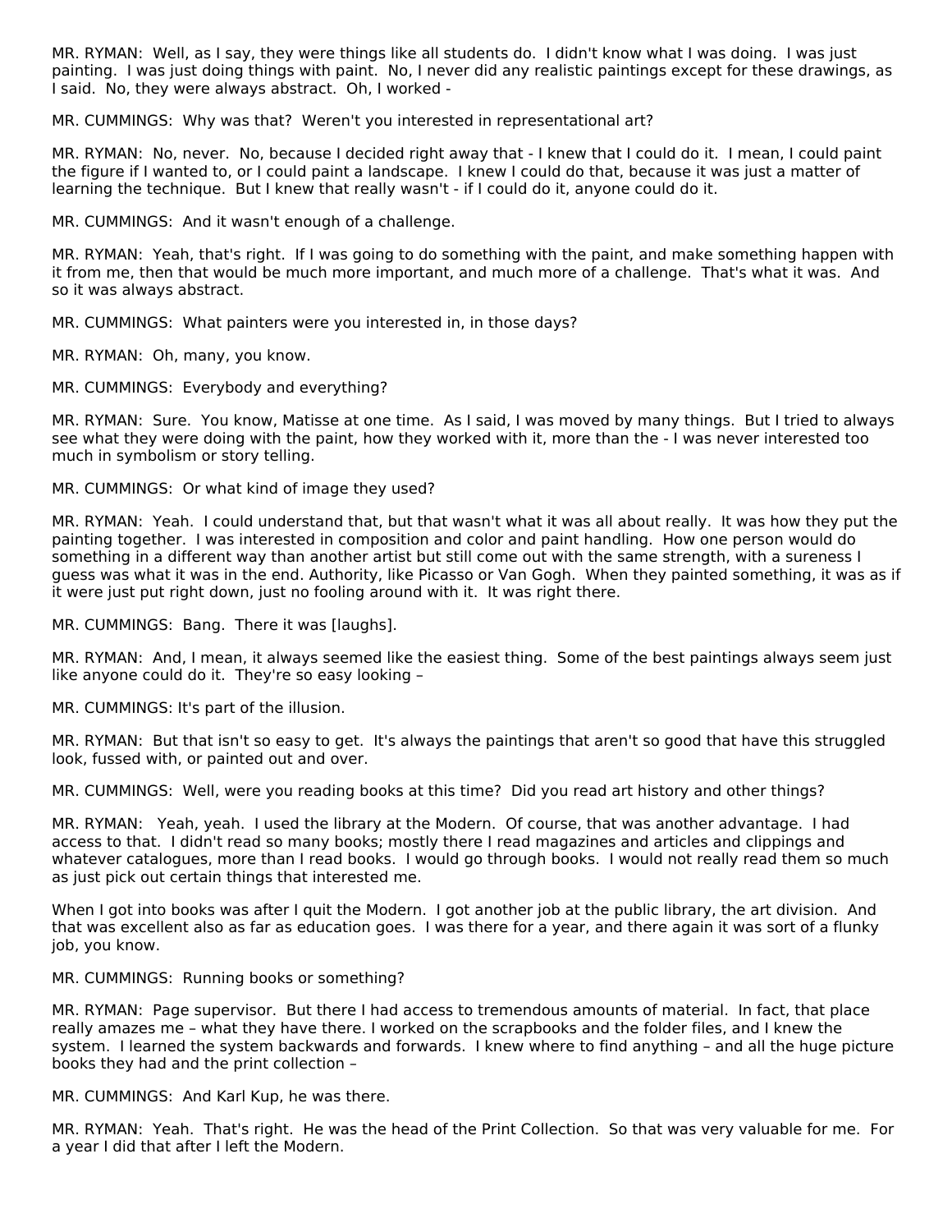MR. RYMAN: Well, as I say, they were things like all students do. I didn't know what I was doing. I was just painting. I was just doing things with paint. No, I never did any realistic paintings except for these drawings, as I said. No, they were always abstract. Oh, I worked -

MR. CUMMINGS: Why was that? Weren't you interested in representational art?

MR. RYMAN: No, never. No, because I decided right away that - I knew that I could do it. I mean, I could paint the figure if I wanted to, or I could paint a landscape. I knew I could do that, because it was just a matter of learning the technique. But I knew that really wasn't - if I could do it, anyone could do it.

MR. CUMMINGS: And it wasn't enough of a challenge.

MR. RYMAN: Yeah, that's right. If I was going to do something with the paint, and make something happen with it from me, then that would be much more important, and much more of a challenge. That's what it was. And so it was always abstract.

MR. CUMMINGS: What painters were you interested in, in those days?

MR. RYMAN: Oh, many, you know.

MR. CUMMINGS: Everybody and everything?

MR. RYMAN: Sure. You know, Matisse at one time. As I said, I was moved by many things. But I tried to always see what they were doing with the paint, how they worked with it, more than the - I was never interested too much in symbolism or story telling.

MR. CUMMINGS: Or what kind of image they used?

MR. RYMAN: Yeah. I could understand that, but that wasn't what it was all about really. It was how they put the painting together. I was interested in composition and color and paint handling. How one person would do something in a different way than another artist but still come out with the same strength, with a sureness I guess was what it was in the end. Authority, like Picasso or Van Gogh. When they painted something, it was as if it were just put right down, just no fooling around with it. It was right there.

MR. CUMMINGS: Bang. There it was [laughs].

MR. RYMAN: And, I mean, it always seemed like the easiest thing. Some of the best paintings always seem just like anyone could do it. They're so easy looking –

MR. CUMMINGS: It's part of the illusion.

MR. RYMAN: But that isn't so easy to get. It's always the paintings that aren't so good that have this struggled look, fussed with, or painted out and over.

MR. CUMMINGS: Well, were you reading books at this time? Did you read art history and other things?

MR. RYMAN: Yeah, yeah. I used the library at the Modern. Of course, that was another advantage. I had access to that. I didn't read so many books; mostly there I read magazines and articles and clippings and whatever catalogues, more than I read books. I would go through books. I would not really read them so much as just pick out certain things that interested me.

When I got into books was after I quit the Modern. I got another job at the public library, the art division. And that was excellent also as far as education goes. I was there for a year, and there again it was sort of a flunky job, you know.

MR. CUMMINGS: Running books or something?

MR. RYMAN: Page supervisor. But there I had access to tremendous amounts of material. In fact, that place really amazes me – what they have there. I worked on the scrapbooks and the folder files, and I knew the system. I learned the system backwards and forwards. I knew where to find anything – and all the huge picture books they had and the print collection –

MR. CUMMINGS: And Karl Kup, he was there.

MR. RYMAN: Yeah. That's right. He was the head of the Print Collection. So that was very valuable for me. For a year I did that after I left the Modern.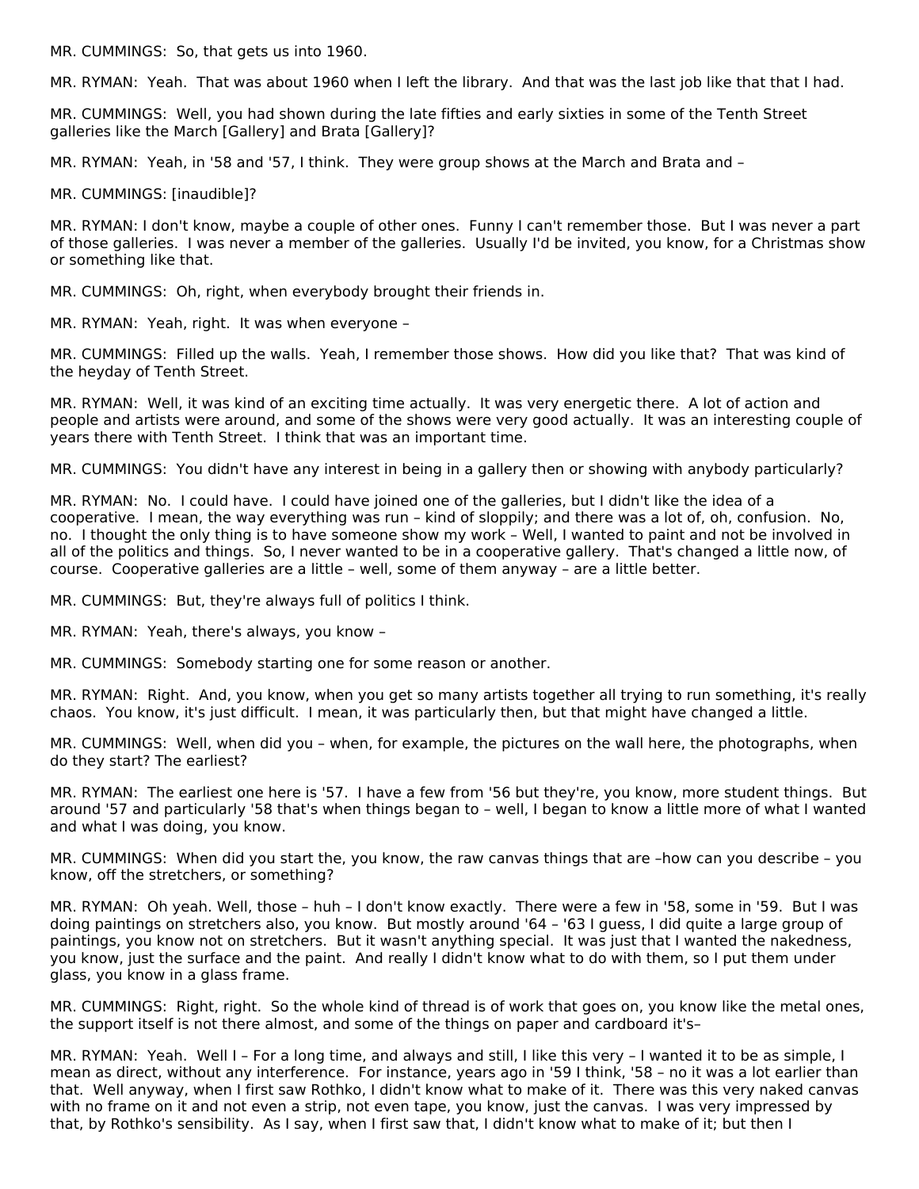MR. CUMMINGS: So, that gets us into 1960.

MR. RYMAN: Yeah. That was about 1960 when I left the library. And that was the last job like that that I had.

MR. CUMMINGS: Well, you had shown during the late fifties and early sixties in some of the Tenth Street galleries like the March [Gallery] and Brata [Gallery]?

MR. RYMAN: Yeah, in '58 and '57, I think. They were group shows at the March and Brata and –

MR. CUMMINGS: [inaudible]?

MR. RYMAN: I don't know, maybe a couple of other ones. Funny I can't remember those. But I was never a part of those galleries. I was never a member of the galleries. Usually I'd be invited, you know, for a Christmas show or something like that.

MR. CUMMINGS: Oh, right, when everybody brought their friends in.

MR. RYMAN: Yeah, right. It was when everyone –

MR. CUMMINGS: Filled up the walls. Yeah, I remember those shows. How did you like that? That was kind of the heyday of Tenth Street.

MR. RYMAN: Well, it was kind of an exciting time actually. It was very energetic there. A lot of action and people and artists were around, and some of the shows were very good actually. It was an interesting couple of years there with Tenth Street. I think that was an important time.

MR. CUMMINGS: You didn't have any interest in being in a gallery then or showing with anybody particularly?

MR. RYMAN: No. I could have. I could have joined one of the galleries, but I didn't like the idea of a cooperative. I mean, the way everything was run – kind of sloppily; and there was a lot of, oh, confusion. No, no. I thought the only thing is to have someone show my work – Well, I wanted to paint and not be involved in all of the politics and things. So, I never wanted to be in a cooperative gallery. That's changed a little now, of course. Cooperative galleries are a little – well, some of them anyway – are a little better.

MR. CUMMINGS: But, they're always full of politics I think.

MR. RYMAN: Yeah, there's always, you know –

MR. CUMMINGS: Somebody starting one for some reason or another.

MR. RYMAN: Right. And, you know, when you get so many artists together all trying to run something, it's really chaos. You know, it's just difficult. I mean, it was particularly then, but that might have changed a little.

MR. CUMMINGS: Well, when did you – when, for example, the pictures on the wall here, the photographs, when do they start? The earliest?

MR. RYMAN: The earliest one here is '57. I have a few from '56 but they're, you know, more student things. But around '57 and particularly '58 that's when things began to – well, I began to know a little more of what I wanted and what I was doing, you know.

MR. CUMMINGS: When did you start the, you know, the raw canvas things that are –how can you describe – you know, off the stretchers, or something?

MR. RYMAN: Oh yeah. Well, those – huh – I don't know exactly. There were a few in '58, some in '59. But I was doing paintings on stretchers also, you know. But mostly around '64 – '63 I guess, I did quite a large group of paintings, you know not on stretchers. But it wasn't anything special. It was just that I wanted the nakedness, you know, just the surface and the paint. And really I didn't know what to do with them, so I put them under glass, you know in a glass frame.

MR. CUMMINGS: Right, right. So the whole kind of thread is of work that goes on, you know like the metal ones, the support itself is not there almost, and some of the things on paper and cardboard it's–

MR. RYMAN: Yeah. Well I – For a long time, and always and still, I like this very – I wanted it to be as simple, I mean as direct, without any interference. For instance, years ago in '59 I think, '58 – no it was a lot earlier than that. Well anyway, when I first saw Rothko, I didn't know what to make of it. There was this very naked canvas with no frame on it and not even a strip, not even tape, you know, just the canvas. I was very impressed by that, by Rothko's sensibility. As I say, when I first saw that, I didn't know what to make of it; but then I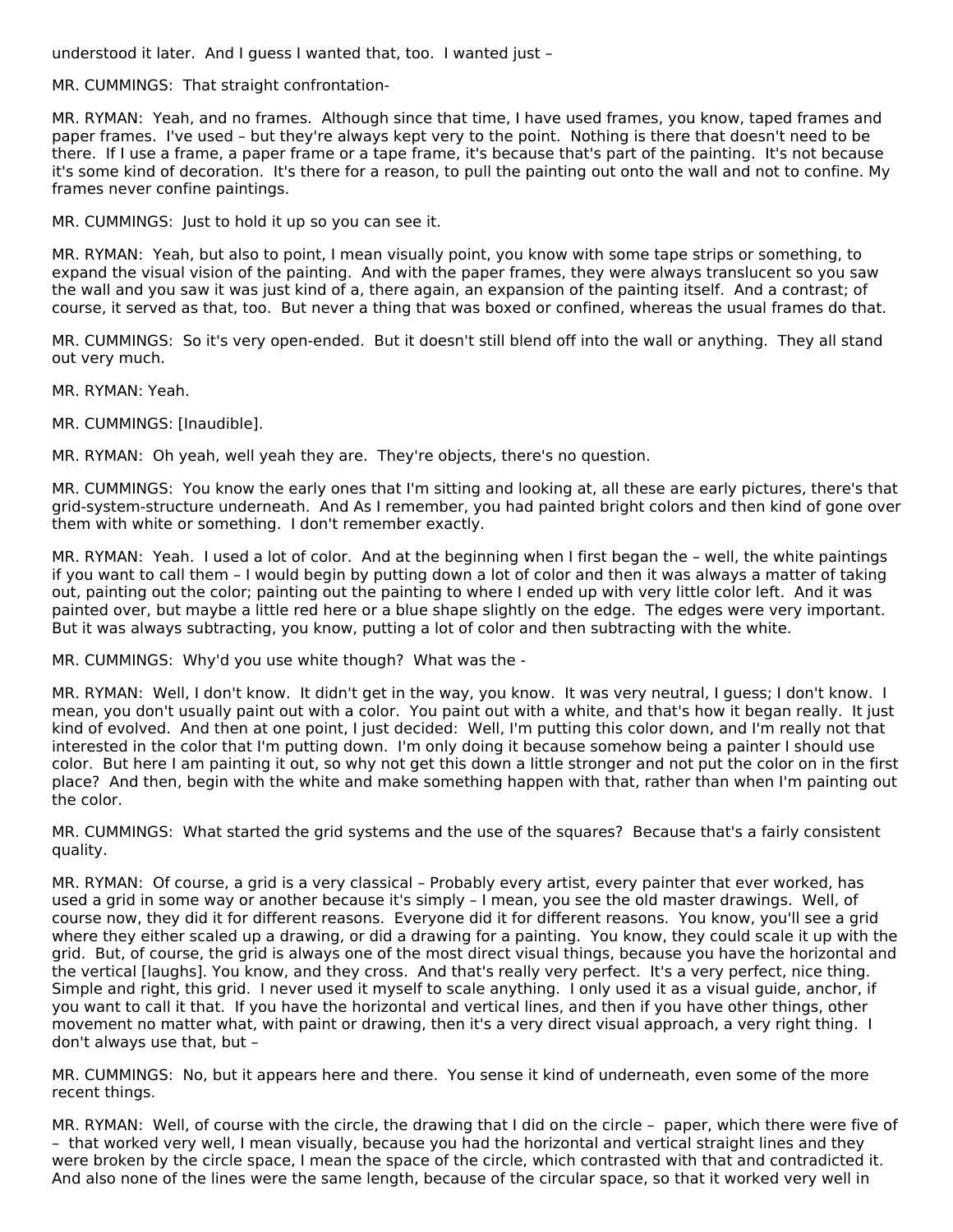understood it later. And I guess I wanted that, too. I wanted just –

MR. CUMMINGS: That straight confrontation-

MR. RYMAN: Yeah, and no frames. Although since that time, I have used frames, you know, taped frames and paper frames. I've used – but they're always kept very to the point. Nothing is there that doesn't need to be there. If I use a frame, a paper frame or a tape frame, it's because that's part of the painting. It's not because it's some kind of decoration. It's there for a reason, to pull the painting out onto the wall and not to confine. My frames never confine paintings.

MR. CUMMINGS: Just to hold it up so you can see it.

MR. RYMAN: Yeah, but also to point, I mean visually point, you know with some tape strips or something, to expand the visual vision of the painting. And with the paper frames, they were always translucent so you saw the wall and you saw it was just kind of a, there again, an expansion of the painting itself. And a contrast; of course, it served as that, too. But never a thing that was boxed or confined, whereas the usual frames do that.

MR. CUMMINGS: So it's very open-ended. But it doesn't still blend off into the wall or anything. They all stand out very much.

MR. RYMAN: Yeah.

MR. CUMMINGS: [Inaudible].

MR. RYMAN: Oh yeah, well yeah they are. They're objects, there's no question.

MR. CUMMINGS: You know the early ones that I'm sitting and looking at, all these are early pictures, there's that grid-system-structure underneath. And As I remember, you had painted bright colors and then kind of gone over them with white or something. I don't remember exactly.

MR. RYMAN: Yeah. I used a lot of color. And at the beginning when I first began the – well, the white paintings if you want to call them – I would begin by putting down a lot of color and then it was always a matter of taking out, painting out the color; painting out the painting to where I ended up with very little color left. And it was painted over, but maybe a little red here or a blue shape slightly on the edge. The edges were very important. But it was always subtracting, you know, putting a lot of color and then subtracting with the white.

MR. CUMMINGS: Why'd you use white though? What was the -

MR. RYMAN: Well, I don't know. It didn't get in the way, you know. It was very neutral, I guess; I don't know. I mean, you don't usually paint out with a color. You paint out with a white, and that's how it began really. It just kind of evolved. And then at one point, I just decided: Well, I'm putting this color down, and I'm really not that interested in the color that I'm putting down. I'm only doing it because somehow being a painter I should use color. But here I am painting it out, so why not get this down a little stronger and not put the color on in the first place? And then, begin with the white and make something happen with that, rather than when I'm painting out the color.

MR. CUMMINGS: What started the grid systems and the use of the squares? Because that's a fairly consistent quality.

MR. RYMAN: Of course, a grid is a very classical – Probably every artist, every painter that ever worked, has used a grid in some way or another because it's simply – I mean, you see the old master drawings. Well, of course now, they did it for different reasons. Everyone did it for different reasons. You know, you'll see a grid where they either scaled up a drawing, or did a drawing for a painting. You know, they could scale it up with the grid. But, of course, the grid is always one of the most direct visual things, because you have the horizontal and the vertical [laughs]. You know, and they cross. And that's really very perfect. It's a very perfect, nice thing. Simple and right, this grid. I never used it myself to scale anything. I only used it as a visual guide, anchor, if you want to call it that. If you have the horizontal and vertical lines, and then if you have other things, other movement no matter what, with paint or drawing, then it's a very direct visual approach, a very right thing. I don't always use that, but –

MR. CUMMINGS: No, but it appears here and there. You sense it kind of underneath, even some of the more recent things.

MR. RYMAN: Well, of course with the circle, the drawing that I did on the circle – paper, which there were five of – that worked very well, I mean visually, because you had the horizontal and vertical straight lines and they were broken by the circle space, I mean the space of the circle, which contrasted with that and contradicted it. And also none of the lines were the same length, because of the circular space, so that it worked very well in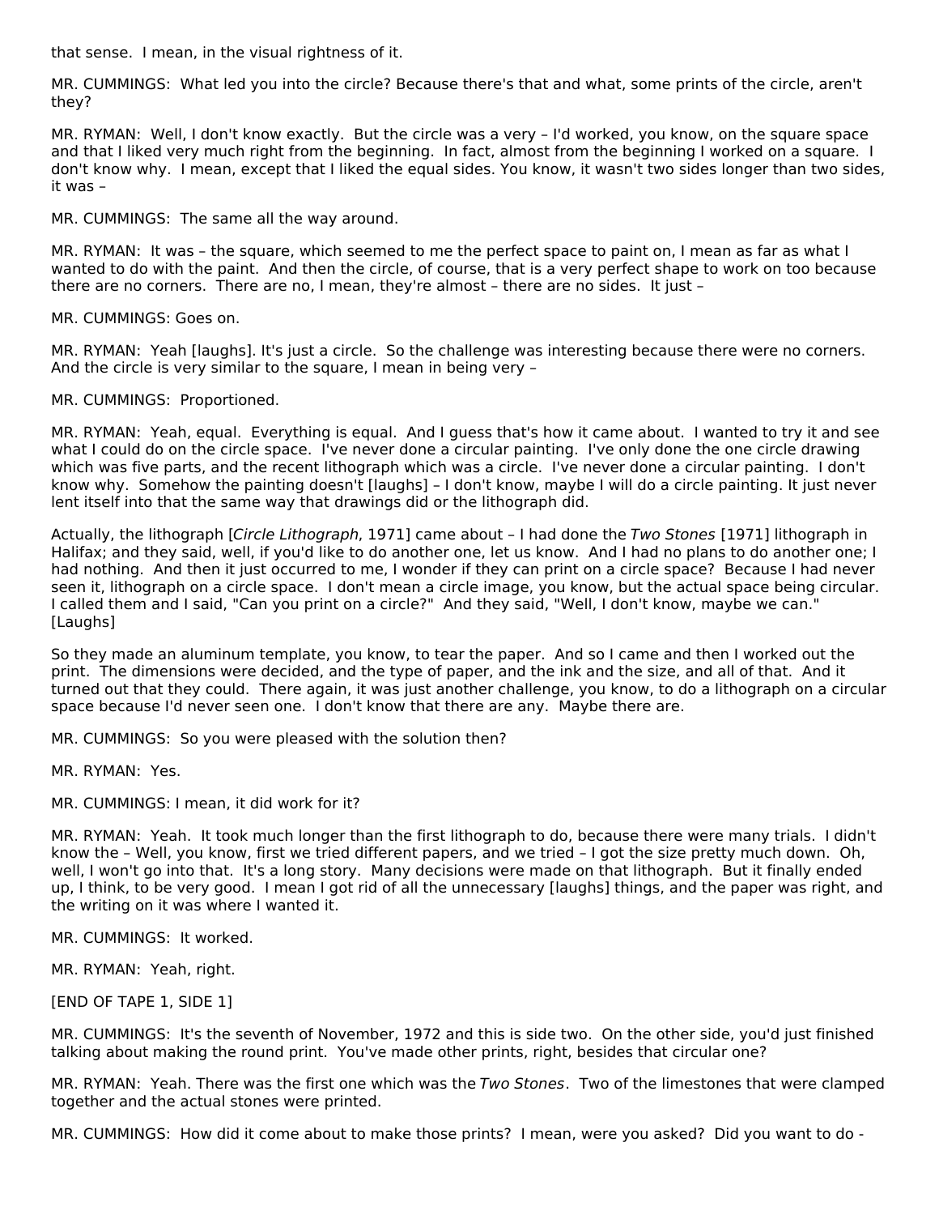that sense.  I mean, in the visual rightness of it.

MR. CUMMINGS:  What led you into the circle? Because there's that and what, some prints of the circle, aren't they?

MR. RYMAN:  Well, I don't know exactly.  But the circle was a very – I'd worked, you know, on the square space and that I liked very much right from the beginning.  In fact, almost from the beginning I worked on a square.  I don't know why.  I mean, except that I liked the equal sides. You know, it wasn't two sides longer than two sides, it was –

MR. CUMMINGS:  The same all the way around.

MR. RYMAN:  It was – the square, which seemed to me the perfect space to paint on, I mean as far as what I wanted to do with the paint.  And then the circle, of course, that is a very perfect shape to work on too because there are no corners.  There are no, I mean, they're almost – there are no sides.  It just –

MR. CUMMINGS: Goes on.

MR. RYMAN:  Yeah [laughs]. It's just a circle.  So the challenge was interesting because there were no corners.  And the circle is very similar to the square, I mean in being very –

MR. CUMMINGS:  Proportioned.

MR. RYMAN:  Yeah, equal.  Everything is equal.  And I guess that's how it came about.  I wanted to try it and see what I could do on the circle space.  I've never done a circular painting.  I've only done the one circle drawing which was five parts, and the recent lithograph which was a circle.  I've never done a circular painting.  I don't know why.  Somehow the painting doesn't [laughs] – I don't know, maybe I will do a circle painting. It just never lent itself into that the same way that drawings did or the lithograph did.

Actually, the lithograph [*Circle Lithograph*, 1971] came about – I had done the *Two Stones* [1971] lithograph in Halifax; and they said, well, if you'd like to do another one, let us know.  And I had no plans to do another one; I had nothing.  And then it just occurred to me, I wonder if they can print on a circle space?  Because I had never seen it, lithograph on a circle space.  I don't mean a circle image, you know, but the actual space being circular.  I called them and I said, "Can you print on a circle?"  And they said, "Well, I don't know, maybe we can." [Laughs]

So they made an aluminum template, you know, to tear the paper.  And so I came and then I worked out the print.  The dimensions were decided, and the type of paper, and the ink and the size, and all of that.  And it turned out that they could.  There again, it was just another challenge, you know, to do a lithograph on a circular space because I'd never seen one.  I don't know that there are any.  Maybe there are.

MR. CUMMINGS:  So you were pleased with the solution then?

MR. RYMAN:  Yes.

MR. CUMMINGS: I mean, it did work for it?

MR. RYMAN:  Yeah.  It took much longer than the first lithograph to do, because there were many trials.  I didn't know the – Well, you know, first we tried different papers, and we tried – I got the size pretty much down.  Oh, well, I won't go into that.  It's a long story.  Many decisions were made on that lithograph.  But it finally ended up, I think, to be very good.  I mean I got rid of all the unnecessary [laughs] things, and the paper was right, and the writing on it was where I wanted it.

MR. CUMMINGS:  It worked.

MR. RYMAN:  Yeah, right.

[END OF TAPE 1, SIDE 1]

MR. CUMMINGS:  It's the seventh of November, 1972 and this is side two.  On the other side, you'd just finished talking about making the round print.  You've made other prints, right, besides that circular one?

MR. RYMAN:  Yeah. There was the first one which was the *Two Stones*.  Two of the limestones that were clamped together and the actual stones were printed.

MR. CUMMINGS:  How did it come about to make those prints?  I mean, were you asked?  Did you want to do -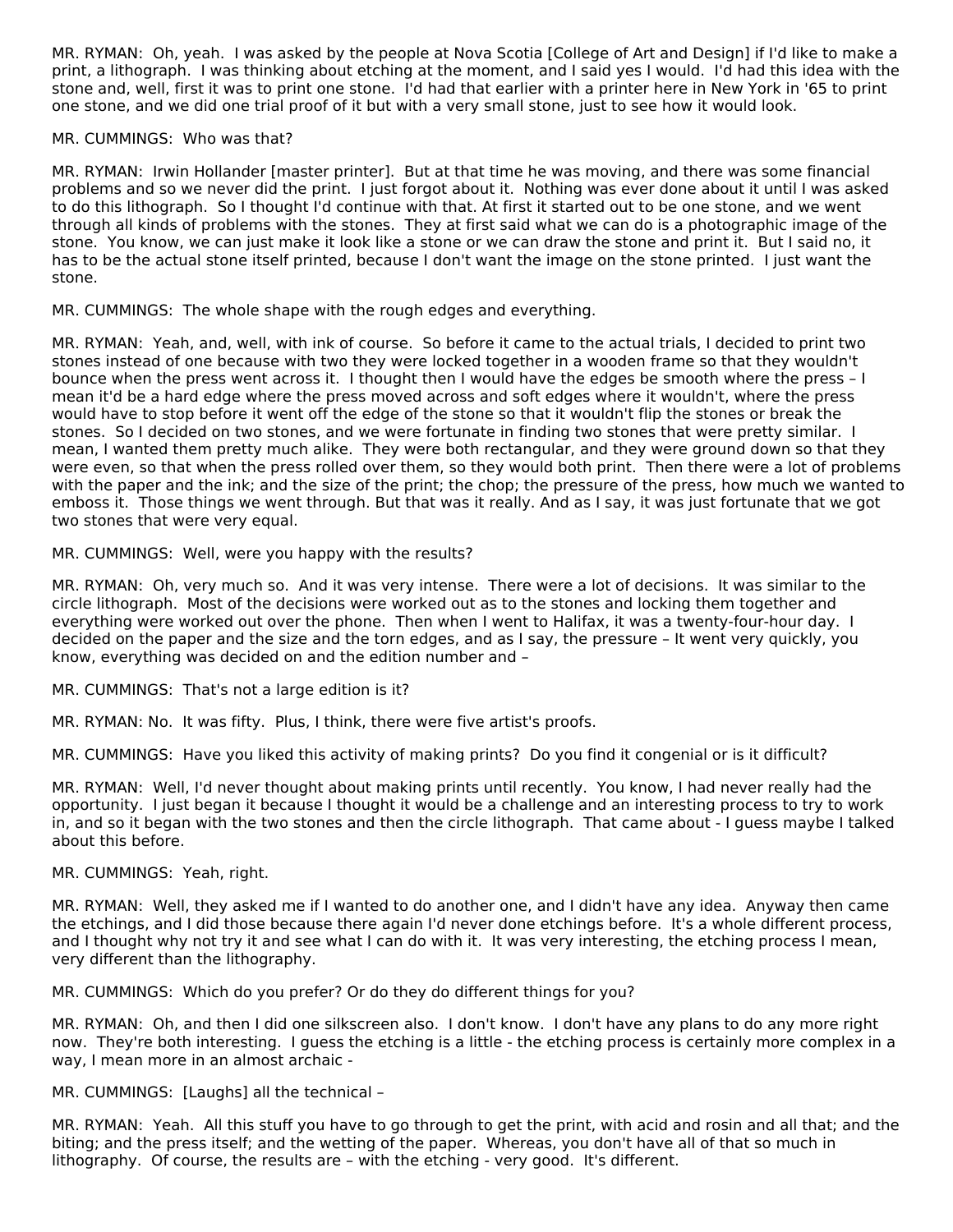MR. RYMAN:  Oh, yeah.  I was asked by the people at Nova Scotia [College of Art and Design] if I'd like to make a print, a lithograph.  I was thinking about etching at the moment, and I said yes I would.  I'd had this idea with the stone and, well, first it was to print one stone.  I'd had that earlier with a printer here in New York in '65 to print one stone, and we did one trial proof of it but with a very small stone, just to see how it would look.

MR. CUMMINGS:  Who was that?

MR. RYMAN:  Irwin Hollander [master printer].  But at that time he was moving, and there was some financial problems and so we never did the print.  I just forgot about it.  Nothing was ever done about it until I was asked to do this lithograph.  So I thought I'd continue with that. At first it started out to be one stone, and we went through all kinds of problems with the stones.  They at first said what we can do is a photographic image of the stone.  You know, we can just make it look like a stone or we can draw the stone and print it.  But I said no, it has to be the actual stone itself printed, because I don't want the image on the stone printed.  I just want the stone.

MR. CUMMINGS:  The whole shape with the rough edges and everything.

MR. RYMAN:  Yeah, and, well, with ink of course.  So before it came to the actual trials, I decided to print two stones instead of one because with two they were locked together in a wooden frame so that they wouldn't bounce when the press went across it.  I thought then I would have the edges be smooth where the press – I mean it'd be a hard edge where the press moved across and soft edges where it wouldn't, where the press would have to stop before it went off the edge of the stone so that it wouldn't flip the stones or break the stones.  So I decided on two stones, and we were fortunate in finding two stones that were pretty similar.  I mean, I wanted them pretty much alike.  They were both rectangular, and they were ground down so that they were even, so that when the press rolled over them, so they would both print.  Then there were a lot of problems with the paper and the ink; and the size of the print; the chop; the pressure of the press, how much we wanted to emboss it.  Those things we went through. But that was it really. And as I say, it was just fortunate that we got two stones that were very equal.

MR. CUMMINGS:  Well, were you happy with the results?

MR. RYMAN:  Oh, very much so.  And it was very intense.  There were a lot of decisions.  It was similar to the circle lithograph.  Most of the decisions were worked out as to the stones and locking them together and everything were worked out over the phone.  Then when I went to Halifax, it was a twenty-four-hour day.  I decided on the paper and the size and the torn edges, and as I say, the pressure – It went very quickly, you know, everything was decided on and the edition number and –

MR. CUMMINGS:  That's not a large edition is it?

MR. RYMAN: No.  It was fifty.  Plus, I think, there were five artist's proofs.

MR. CUMMINGS:  Have you liked this activity of making prints?  Do you find it congenial or is it difficult?

MR. RYMAN:  Well, I'd never thought about making prints until recently.  You know, I had never really had the opportunity.  I just began it because I thought it would be a challenge and an interesting process to try to work in, and so it began with the two stones and then the circle lithograph.  That came about - I guess maybe I talked about this before.

MR. CUMMINGS:  Yeah, right.

MR. RYMAN:  Well, they asked me if I wanted to do another one, and I didn't have any idea.  Anyway then came the etchings, and I did those because there again I'd never done etchings before.  It's a whole different process, and I thought why not try it and see what I can do with it.  It was very interesting, the etching process I mean, very different than the lithography.

MR. CUMMINGS:  Which do you prefer? Or do they do different things for you?

MR. RYMAN:  Oh, and then I did one silkscreen also.  I don't know.  I don't have any plans to do any more right now.  They're both interesting.  I guess the etching is a little - the etching process is certainly more complex in a way, I mean more in an almost archaic -

MR. CUMMINGS:  [Laughs] all the technical –

MR. RYMAN:  Yeah.  All this stuff you have to go through to get the print, with acid and rosin and all that; and the biting; and the press itself; and the wetting of the paper.  Whereas, you don't have all of that so much in lithography.  Of course, the results are – with the etching - very good.  It's different.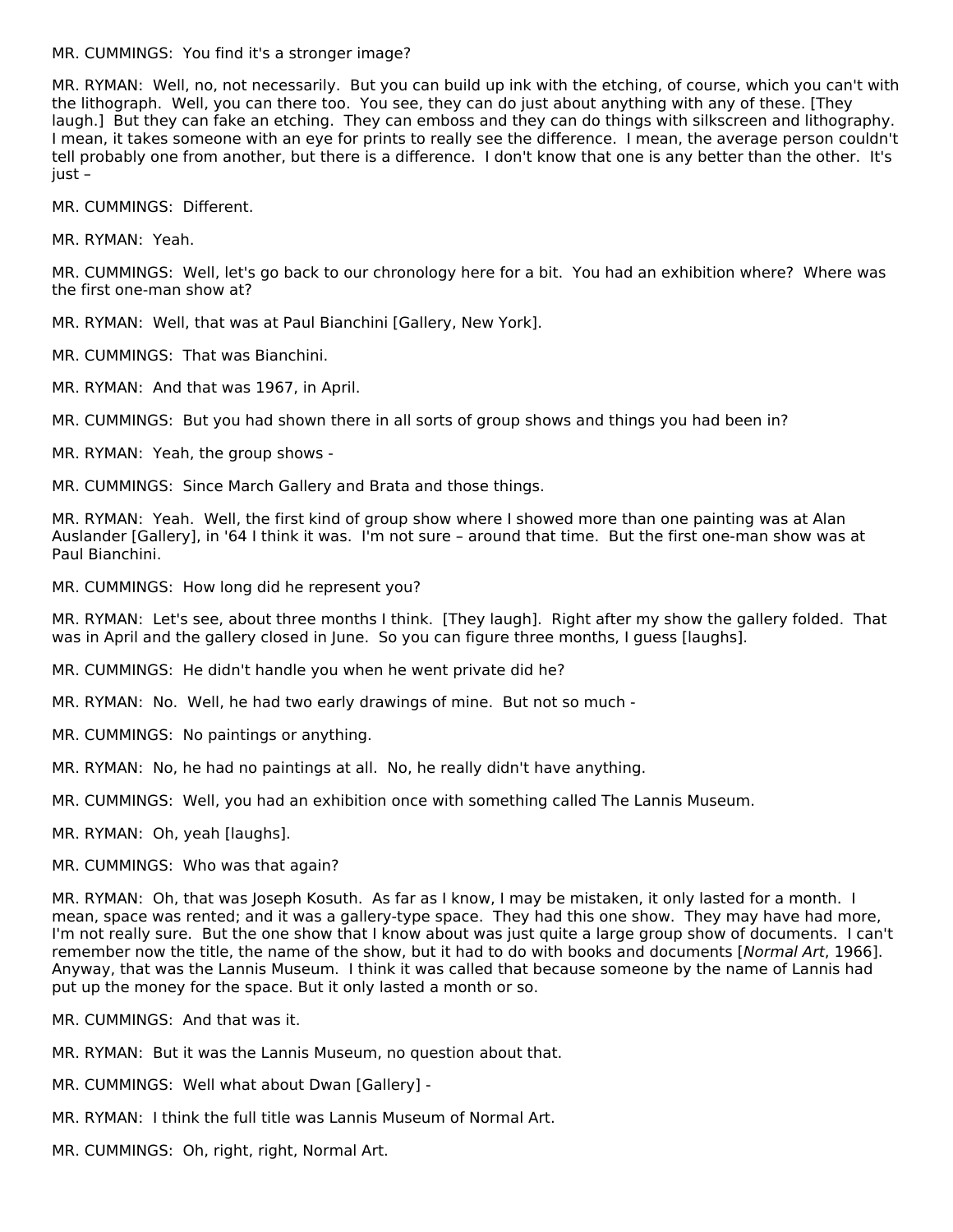MR. CUMMINGS: You find it's a stronger image?

MR. RYMAN: Well, no, not necessarily. But you can build up ink with the etching, of course, which you can't with the lithograph. Well, you can there too. You see, they can do just about anything with any of these. [They laugh.] But they can fake an etching. They can emboss and they can do things with silkscreen and lithography. I mean, it takes someone with an eye for prints to really see the difference. I mean, the average person couldn't tell probably one from another, but there is a difference. I don't know that one is any better than the other. It's just –

MR. CUMMINGS: Different.

MR. RYMAN: Yeah.

MR. CUMMINGS: Well, let's go back to our chronology here for a bit. You had an exhibition where? Where was the first one-man show at?

MR. RYMAN: Well, that was at Paul Bianchini [Gallery, New York].

MR. CUMMINGS: That was Bianchini.

MR. RYMAN: And that was 1967, in April.

MR. CUMMINGS: But you had shown there in all sorts of group shows and things you had been in?

MR. RYMAN: Yeah, the group shows -

MR. CUMMINGS: Since March Gallery and Brata and those things.

MR. RYMAN: Yeah. Well, the first kind of group show where I showed more than one painting was at Alan Auslander [Gallery], in '64 I think it was. I'm not sure – around that time. But the first one-man show was at Paul Bianchini.

MR. CUMMINGS: How long did he represent you?

MR. RYMAN: Let's see, about three months I think. [They laugh]. Right after my show the gallery folded. That was in April and the gallery closed in June. So you can figure three months, I guess [laughs].

MR. CUMMINGS: He didn't handle you when he went private did he?

MR. RYMAN: No. Well, he had two early drawings of mine. But not so much -

MR. CUMMINGS: No paintings or anything.

MR. RYMAN: No, he had no paintings at all. No, he really didn't have anything.

MR. CUMMINGS: Well, you had an exhibition once with something called The Lannis Museum.

MR. RYMAN: Oh, yeah [laughs].

MR. CUMMINGS: Who was that again?

MR. RYMAN: Oh, that was Joseph Kosuth. As far as I know, I may be mistaken, it only lasted for a month. I mean, space was rented; and it was a gallery-type space. They had this one show. They may have had more, I'm not really sure. But the one show that I know about was just quite a large group show of documents. I can't remember now the title, the name of the show, but it had to do with books and documents [*Normal Art*, 1966]. Anyway, that was the Lannis Museum. I think it was called that because someone by the name of Lannis had put up the money for the space. But it only lasted a month or so.

MR. CUMMINGS: And that was it.

MR. RYMAN: But it was the Lannis Museum, no question about that.

MR. CUMMINGS: Well what about Dwan [Gallery] -

MR. RYMAN: I think the full title was Lannis Museum of Normal Art.

MR. CUMMINGS: Oh, right, right, Normal Art.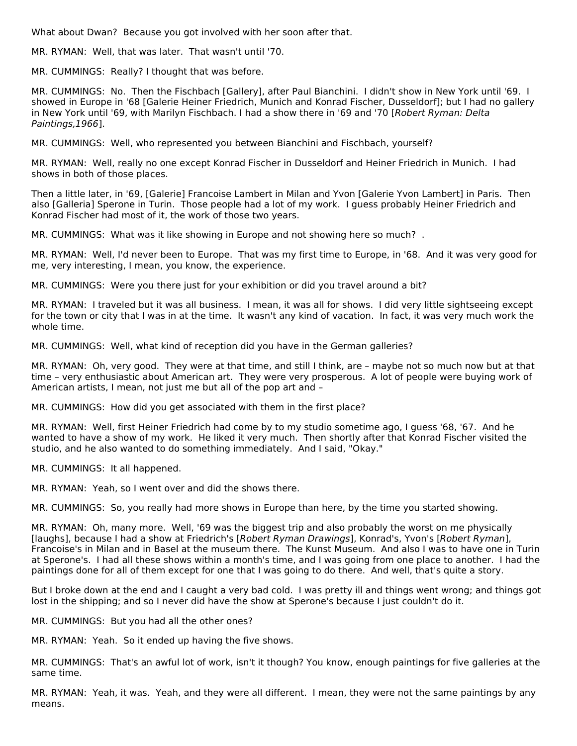What about Dwan? Because you got involved with her soon after that.

MR. RYMAN: Well, that was later. That wasn't until '70.

MR. CUMMINGS: Really? I thought that was before.

MR. CUMMINGS: No. Then the Fischbach [Gallery], after Paul Bianchini. I didn't show in New York until '69. I showed in Europe in '68 [Galerie Heiner Friedrich, Munich and Konrad Fischer, Dusseldorf]; but I had no gallery in New York until '69, with Marilyn Fischbach. I had a show there in '69 and '70 [*Robert Ryman: Delta Paintings,1966*].

MR. CUMMINGS: Well, who represented you between Bianchini and Fischbach, yourself?

MR. RYMAN: Well, really no one except Konrad Fischer in Dusseldorf and Heiner Friedrich in Munich. I had shows in both of those places.

Then a little later, in '69, [Galerie] Francoise Lambert in Milan and Yvon [Galerie Yvon Lambert] in Paris. Then also [Galleria] Sperone in Turin. Those people had a lot of my work. I guess probably Heiner Friedrich and Konrad Fischer had most of it, the work of those two years.

MR. CUMMINGS: What was it like showing in Europe and not showing here so much? .

MR. RYMAN: Well, I'd never been to Europe. That was my first time to Europe, in '68. And it was very good for me, very interesting, I mean, you know, the experience.

MR. CUMMINGS: Were you there just for your exhibition or did you travel around a bit?

MR. RYMAN: I traveled but it was all business. I mean, it was all for shows. I did very little sightseeing except for the town or city that I was in at the time. It wasn't any kind of vacation. In fact, it was very much work the whole time.

MR. CUMMINGS: Well, what kind of reception did you have in the German galleries?

MR. RYMAN: Oh, very good. They were at that time, and still I think, are – maybe not so much now but at that time – very enthusiastic about American art. They were very prosperous. A lot of people were buying work of American artists, I mean, not just me but all of the pop art and –

MR. CUMMINGS: How did you get associated with them in the first place?

MR. RYMAN: Well, first Heiner Friedrich had come by to my studio sometime ago, I guess '68, '67. And he wanted to have a show of my work. He liked it very much. Then shortly after that Konrad Fischer visited the studio, and he also wanted to do something immediately. And I said, "Okay."

MR. CUMMINGS: It all happened.

MR. RYMAN: Yeah, so I went over and did the shows there.

MR. CUMMINGS: So, you really had more shows in Europe than here, by the time you started showing.

MR. RYMAN: Oh, many more. Well, '69 was the biggest trip and also probably the worst on me physically [laughs], because I had a show at Friedrich's [*Robert Ryman Drawings*], Konrad's, Yvon's [*Robert Ryman*], Francoise's in Milan and in Basel at the museum there. The Kunst Museum. And also I was to have one in Turin at Sperone's. I had all these shows within a month's time, and I was going from one place to another. I had the paintings done for all of them except for one that I was going to do there. And well, that's quite a story.

But I broke down at the end and I caught a very bad cold. I was pretty ill and things went wrong; and things got lost in the shipping; and so I never did have the show at Sperone's because I just couldn't do it.

MR. CUMMINGS: But you had all the other ones?

MR. RYMAN: Yeah. So it ended up having the five shows.

MR. CUMMINGS: That's an awful lot of work, isn't it though? You know, enough paintings for five galleries at the same time.

MR. RYMAN: Yeah, it was. Yeah, and they were all different. I mean, they were not the same paintings by any means.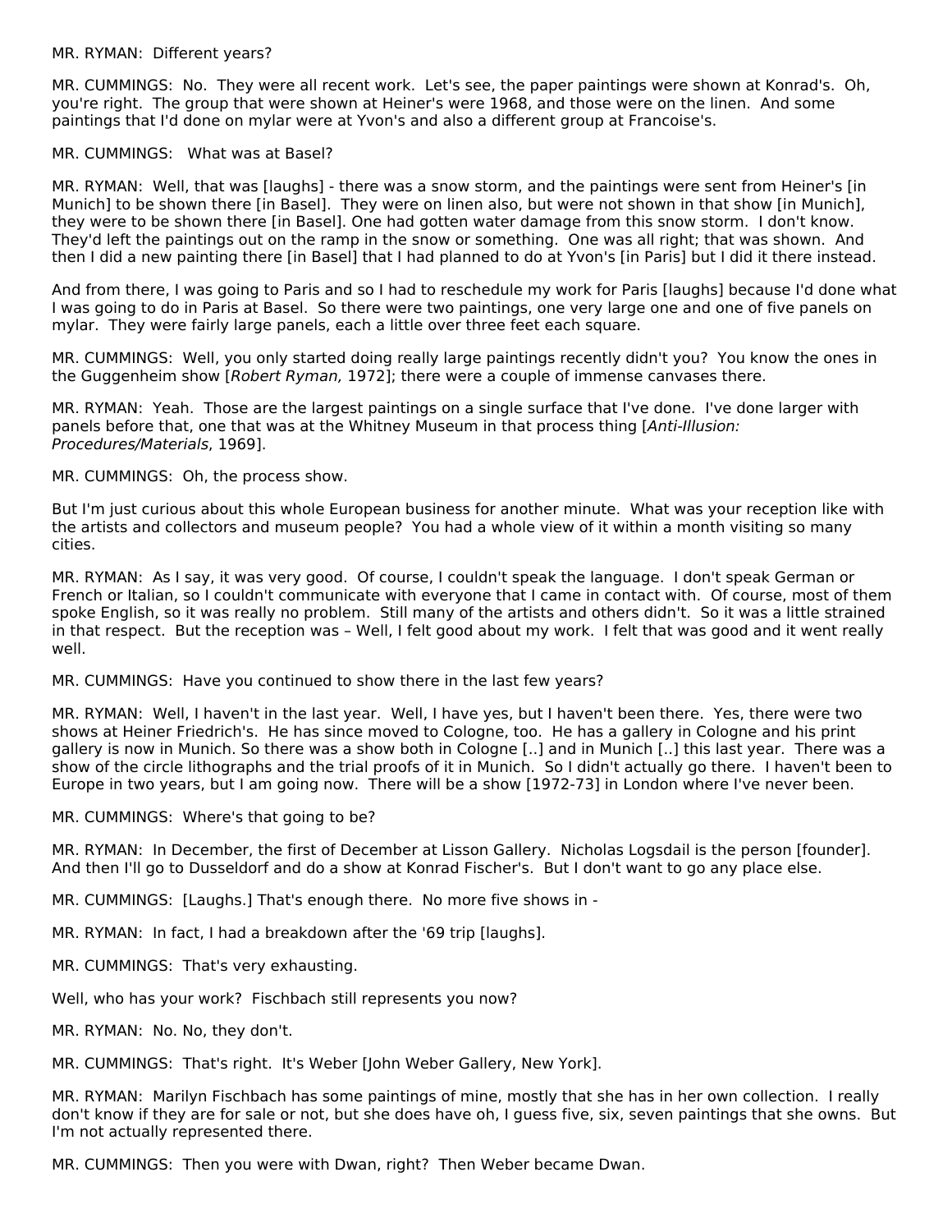MR. RYMAN: Different years?

MR. CUMMINGS: No. They were all recent work. Let's see, the paper paintings were shown at Konrad's. Oh, you're right. The group that were shown at Heiner's were 1968, and those were on the linen. And some paintings that I'd done on mylar were at Yvon's and also a different group at Francoise's.

MR. CUMMINGS: What was at Basel?

MR. RYMAN: Well, that was [laughs] - there was a snow storm, and the paintings were sent from Heiner's [in Munich] to be shown there [in Basel]. They were on linen also, but were not shown in that show [in Munich], they were to be shown there [in Basel]. One had gotten water damage from this snow storm. I don't know. They'd left the paintings out on the ramp in the snow or something. One was all right; that was shown. And then I did a new painting there [in Basel] that I had planned to do at Yvon's [in Paris] but I did it there instead.

And from there, I was going to Paris and so I had to reschedule my work for Paris [laughs] because I'd done what I was going to do in Paris at Basel. So there were two paintings, one very large one and one of five panels on mylar. They were fairly large panels, each a little over three feet each square.

MR. CUMMINGS: Well, you only started doing really large paintings recently didn't you? You know the ones in the Guggenheim show [*Robert Ryman,* 1972]; there were a couple of immense canvases there.

MR. RYMAN: Yeah. Those are the largest paintings on a single surface that I've done. I've done larger with panels before that, one that was at the Whitney Museum in that process thing [*Anti-Illusion: Procedures/Materials*, 1969].

MR. CUMMINGS: Oh, the process show.

But I'm just curious about this whole European business for another minute. What was your reception like with the artists and collectors and museum people? You had a whole view of it within a month visiting so many cities.

MR. RYMAN: As I say, it was very good. Of course, I couldn't speak the language. I don't speak German or French or Italian, so I couldn't communicate with everyone that I came in contact with. Of course, most of them spoke English, so it was really no problem. Still many of the artists and others didn't. So it was a little strained in that respect. But the reception was – Well, I felt good about my work. I felt that was good and it went really well.

MR. CUMMINGS: Have you continued to show there in the last few years?

MR. RYMAN: Well, I haven't in the last year. Well, I have yes, but I haven't been there. Yes, there were two shows at Heiner Friedrich's. He has since moved to Cologne, too. He has a gallery in Cologne and his print gallery is now in Munich. So there was a show both in Cologne [..] and in Munich [..] this last year. There was a show of the circle lithographs and the trial proofs of it in Munich. So I didn't actually go there. I haven't been to Europe in two years, but I am going now. There will be a show [1972-73] in London where I've never been.

MR. CUMMINGS: Where's that going to be?

MR. RYMAN: In December, the first of December at Lisson Gallery. Nicholas Logsdail is the person [founder]. And then I'll go to Dusseldorf and do a show at Konrad Fischer's. But I don't want to go any place else.

MR. CUMMINGS: [Laughs.] That's enough there. No more five shows in -

MR. RYMAN: In fact, I had a breakdown after the '69 trip [laughs].

MR. CUMMINGS: That's very exhausting.

Well, who has your work? Fischbach still represents you now?

MR. RYMAN: No. No, they don't.

MR. CUMMINGS: That's right. It's Weber [John Weber Gallery, New York].

MR. RYMAN: Marilyn Fischbach has some paintings of mine, mostly that she has in her own collection. I really don't know if they are for sale or not, but she does have oh, I guess five, six, seven paintings that she owns. But I'm not actually represented there.

MR. CUMMINGS: Then you were with Dwan, right? Then Weber became Dwan.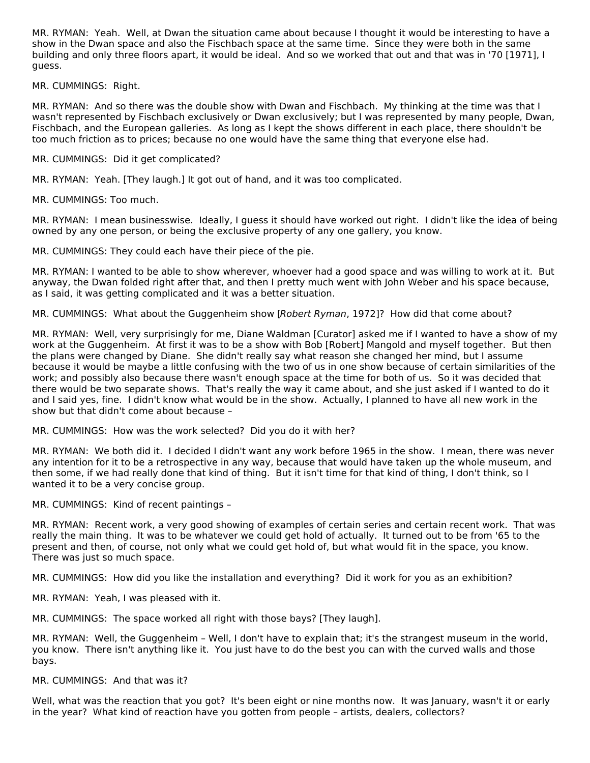MR. RYMAN: Yeah. Well, at Dwan the situation came about because I thought it would be interesting to have a show in the Dwan space and also the Fischbach space at the same time. Since they were both in the same building and only three floors apart, it would be ideal. And so we worked that out and that was in '70 [1971], I guess.

MR. CUMMINGS: Right.

MR. RYMAN: And so there was the double show with Dwan and Fischbach. My thinking at the time was that I wasn't represented by Fischbach exclusively or Dwan exclusively; but I was represented by many people, Dwan, Fischbach, and the European galleries. As long as I kept the shows different in each place, there shouldn't be too much friction as to prices; because no one would have the same thing that everyone else had.

MR. CUMMINGS: Did it get complicated?

MR. RYMAN: Yeah. [They laugh.] It got out of hand, and it was too complicated.

MR. CUMMINGS: Too much.

MR. RYMAN: I mean businesswise. Ideally, I guess it should have worked out right. I didn't like the idea of being owned by any one person, or being the exclusive property of any one gallery, you know.

MR. CUMMINGS: They could each have their piece of the pie.

MR. RYMAN: I wanted to be able to show wherever, whoever had a good space and was willing to work at it. But anyway, the Dwan folded right after that, and then I pretty much went with John Weber and his space because, as I said, it was getting complicated and it was a better situation.

MR. CUMMINGS: What about the Guggenheim show [*Robert Ryman*, 1972]? How did that come about?

MR. RYMAN: Well, very surprisingly for me, Diane Waldman [Curator] asked me if I wanted to have a show of my work at the Guggenheim. At first it was to be a show with Bob [Robert] Mangold and myself together. But then the plans were changed by Diane. She didn't really say what reason she changed her mind, but I assume because it would be maybe a little confusing with the two of us in one show because of certain similarities of the work; and possibly also because there wasn't enough space at the time for both of us. So it was decided that there would be two separate shows. That's really the way it came about, and she just asked if I wanted to do it and I said yes, fine. I didn't know what would be in the show. Actually, I planned to have all new work in the show but that didn't come about because –

MR. CUMMINGS: How was the work selected? Did you do it with her?

MR. RYMAN: We both did it. I decided I didn't want any work before 1965 in the show. I mean, there was never any intention for it to be a retrospective in any way, because that would have taken up the whole museum, and then some, if we had really done that kind of thing. But it isn't time for that kind of thing, I don't think, so I wanted it to be a very concise group.

MR. CUMMINGS: Kind of recent paintings –

MR. RYMAN: Recent work, a very good showing of examples of certain series and certain recent work. That was really the main thing. It was to be whatever we could get hold of actually. It turned out to be from '65 to the present and then, of course, not only what we could get hold of, but what would fit in the space, you know. There was just so much space.

MR. CUMMINGS: How did you like the installation and everything? Did it work for you as an exhibition?

MR. RYMAN: Yeah, I was pleased with it.

MR. CUMMINGS: The space worked all right with those bays? [They laugh].

MR. RYMAN: Well, the Guggenheim – Well, I don't have to explain that; it's the strangest museum in the world, you know. There isn't anything like it. You just have to do the best you can with the curved walls and those bays.

MR. CUMMINGS: And that was it?

Well, what was the reaction that you got? It's been eight or nine months now. It was January, wasn't it or early in the year? What kind of reaction have you gotten from people – artists, dealers, collectors?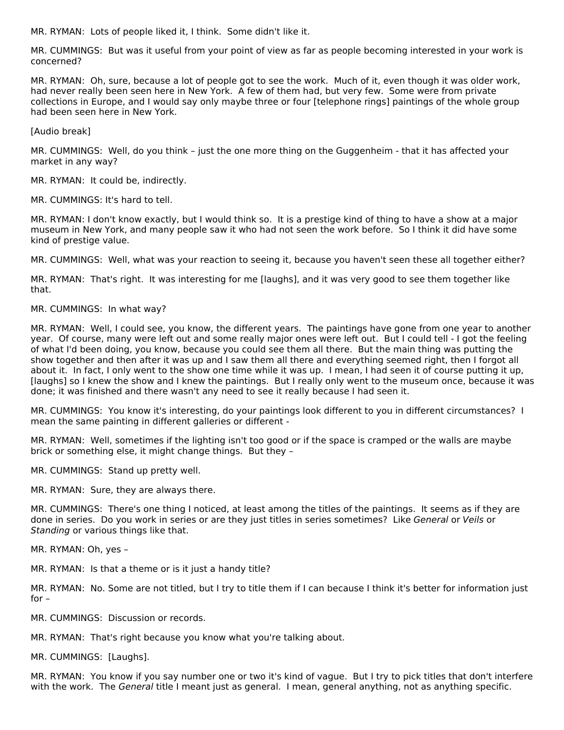MR. RYMAN: Lots of people liked it, I think. Some didn't like it.

MR. CUMMINGS: But was it useful from your point of view as far as people becoming interested in your work is concerned?

MR. RYMAN: Oh, sure, because a lot of people got to see the work. Much of it, even though it was older work, had never really been seen here in New York. A few of them had, but very few. Some were from private collections in Europe, and I would say only maybe three or four [telephone rings] paintings of the whole group had been seen here in New York.

[Audio break]

MR. CUMMINGS: Well, do you think – just the one more thing on the Guggenheim - that it has affected your market in any way?

MR. RYMAN: It could be, indirectly.

MR. CUMMINGS: It's hard to tell.

MR. RYMAN: I don't know exactly, but I would think so. It is a prestige kind of thing to have a show at a major museum in New York, and many people saw it who had not seen the work before. So I think it did have some kind of prestige value.

MR. CUMMINGS: Well, what was your reaction to seeing it, because you haven't seen these all together either?

MR. RYMAN: That's right. It was interesting for me [laughs], and it was very good to see them together like that.

MR. CUMMINGS: In what way?

MR. RYMAN: Well, I could see, you know, the different years. The paintings have gone from one year to another year. Of course, many were left out and some really major ones were left out. But I could tell - I got the feeling of what I'd been doing, you know, because you could see them all there. But the main thing was putting the show together and then after it was up and I saw them all there and everything seemed right, then I forgot all about it. In fact, I only went to the show one time while it was up. I mean, I had seen it of course putting it up, [laughs] so I knew the show and I knew the paintings. But I really only went to the museum once, because it was done; it was finished and there wasn't any need to see it really because I had seen it.

MR. CUMMINGS: You know it's interesting, do your paintings look different to you in different circumstances? I mean the same painting in different galleries or different -

MR. RYMAN: Well, sometimes if the lighting isn't too good or if the space is cramped or the walls are maybe brick or something else, it might change things. But they –

MR. CUMMINGS: Stand up pretty well.

MR. RYMAN: Sure, they are always there.

MR. CUMMINGS: There's one thing I noticed, at least among the titles of the paintings. It seems as if they are done in series. Do you work in series or are they just titles in series sometimes? Like *General* or *Veils* or *Standing* or various things like that.

MR. RYMAN: Oh, yes –

MR. RYMAN: Is that a theme or is it just a handy title?

MR. RYMAN: No. Some are not titled, but I try to title them if I can because I think it's better for information just for –

MR. CUMMINGS: Discussion or records.

MR. RYMAN: That's right because you know what you're talking about.

MR. CUMMINGS: [Laughs].

MR. RYMAN: You know if you say number one or two it's kind of vague. But I try to pick titles that don't interfere with the work. The *General* title I meant just as general. I mean, general anything, not as anything specific.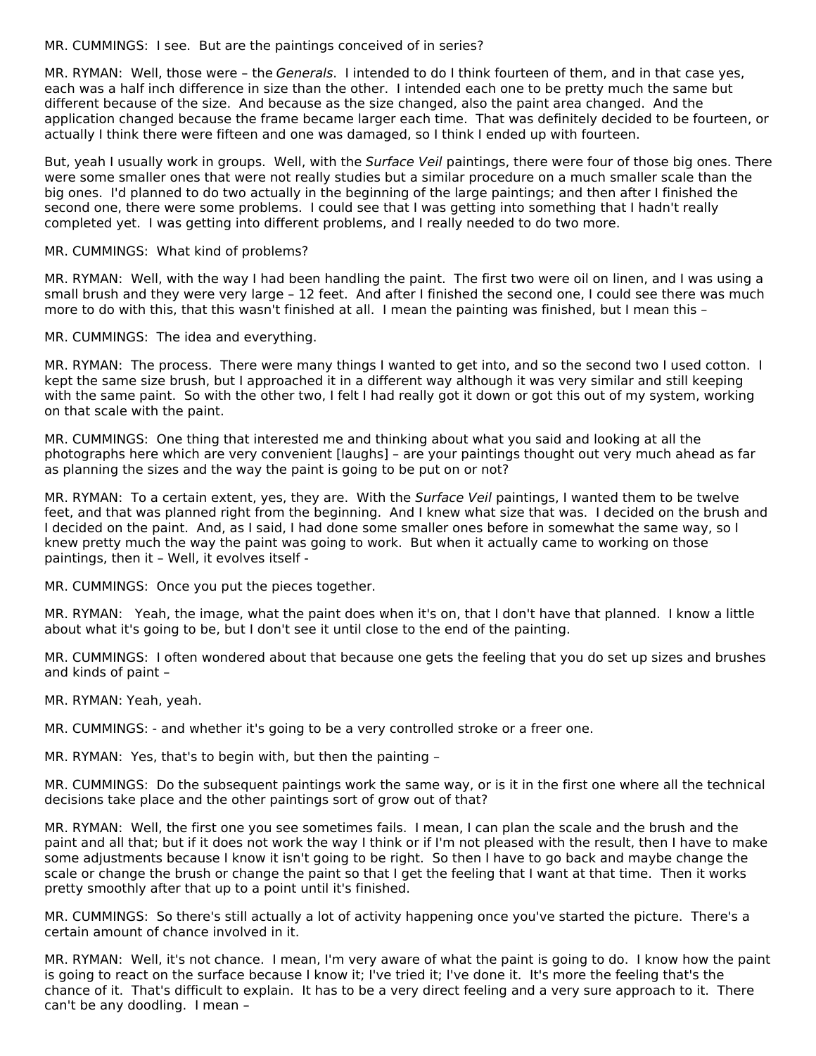MR. CUMMINGS: I see. But are the paintings conceived of in series?

MR. RYMAN: Well, those were – the *Generals*. I intended to do I think fourteen of them, and in that case yes, each was a half inch difference in size than the other. I intended each one to be pretty much the same but different because of the size. And because as the size changed, also the paint area changed. And the application changed because the frame became larger each time. That was definitely decided to be fourteen, or actually I think there were fifteen and one was damaged, so I think I ended up with fourteen.

But, yeah I usually work in groups. Well, with the *Surface Veil* paintings, there were four of those big ones. There were some smaller ones that were not really studies but a similar procedure on a much smaller scale than the big ones. I'd planned to do two actually in the beginning of the large paintings; and then after I finished the second one, there were some problems. I could see that I was getting into something that I hadn't really completed yet. I was getting into different problems, and I really needed to do two more.

MR. CUMMINGS: What kind of problems?

MR. RYMAN: Well, with the way I had been handling the paint. The first two were oil on linen, and I was using a small brush and they were very large – 12 feet. And after I finished the second one, I could see there was much more to do with this, that this wasn't finished at all. I mean the painting was finished, but I mean this –

MR. CUMMINGS: The idea and everything.

MR. RYMAN: The process. There were many things I wanted to get into, and so the second two I used cotton. I kept the same size brush, but I approached it in a different way although it was very similar and still keeping with the same paint. So with the other two, I felt I had really got it down or got this out of my system, working on that scale with the paint.

MR. CUMMINGS: One thing that interested me and thinking about what you said and looking at all the photographs here which are very convenient [laughs] – are your paintings thought out very much ahead as far as planning the sizes and the way the paint is going to be put on or not?

MR. RYMAN: To a certain extent, yes, they are. With the *Surface Veil* paintings, I wanted them to be twelve feet, and that was planned right from the beginning. And I knew what size that was. I decided on the brush and I decided on the paint. And, as I said, I had done some smaller ones before in somewhat the same way, so I knew pretty much the way the paint was going to work. But when it actually came to working on those paintings, then it – Well, it evolves itself -

MR. CUMMINGS: Once you put the pieces together.

MR. RYMAN: Yeah, the image, what the paint does when it's on, that I don't have that planned. I know a little about what it's going to be, but I don't see it until close to the end of the painting.

MR. CUMMINGS: I often wondered about that because one gets the feeling that you do set up sizes and brushes and kinds of paint –

MR. RYMAN: Yeah, yeah.

MR. CUMMINGS: - and whether it's going to be a very controlled stroke or a freer one.

MR. RYMAN: Yes, that's to begin with, but then the painting –

MR. CUMMINGS: Do the subsequent paintings work the same way, or is it in the first one where all the technical decisions take place and the other paintings sort of grow out of that?

MR. RYMAN: Well, the first one you see sometimes fails. I mean, I can plan the scale and the brush and the paint and all that; but if it does not work the way I think or if I'm not pleased with the result, then I have to make some adjustments because I know it isn't going to be right. So then I have to go back and maybe change the scale or change the brush or change the paint so that I get the feeling that I want at that time. Then it works pretty smoothly after that up to a point until it's finished.

MR. CUMMINGS: So there's still actually a lot of activity happening once you've started the picture. There's a certain amount of chance involved in it.

MR. RYMAN: Well, it's not chance. I mean, I'm very aware of what the paint is going to do. I know how the paint is going to react on the surface because I know it; I've tried it; I've done it. It's more the feeling that's the chance of it. That's difficult to explain. It has to be a very direct feeling and a very sure approach to it. There can't be any doodling. I mean –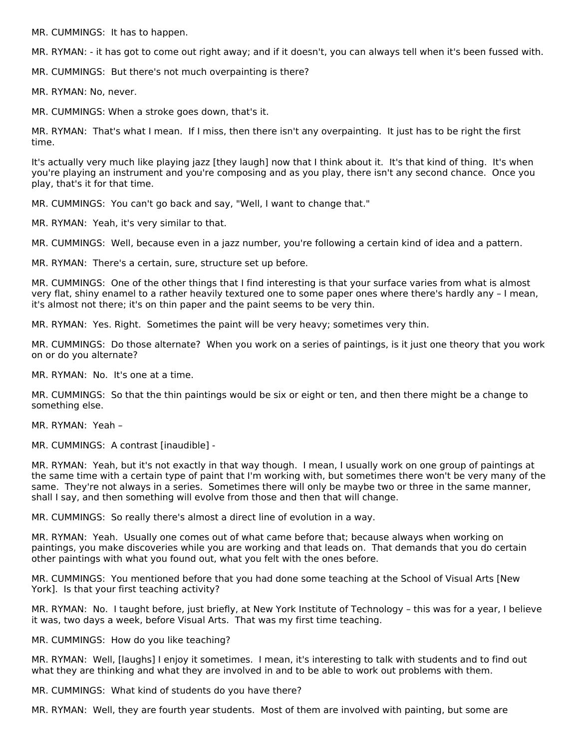MR. CUMMINGS:  It has to happen.

MR. RYMAN: - it has got to come out right away; and if it doesn't, you can always tell when it's been fussed with.

MR. CUMMINGS:  But there's not much overpainting is there?

MR. RYMAN: No, never.

MR. CUMMINGS: When a stroke goes down, that's it.

MR. RYMAN:  That's what I mean.  If I miss, then there isn't any overpainting.  It just has to be right the first time.

It's actually very much like playing jazz [they laugh] now that I think about it.  It's that kind of thing.  It's when you're playing an instrument and you're composing and as you play, there isn't any second chance.  Once you play, that's it for that time.

MR. CUMMINGS:  You can't go back and say, "Well, I want to change that."

MR. RYMAN:  Yeah, it's very similar to that.

MR. CUMMINGS:  Well, because even in a jazz number, you're following a certain kind of idea and a pattern.

MR. RYMAN:  There's a certain, sure, structure set up before.

MR. CUMMINGS:  One of the other things that I find interesting is that your surface varies from what is almost very flat, shiny enamel to a rather heavily textured one to some paper ones where there's hardly any – I mean, it's almost not there; it's on thin paper and the paint seems to be very thin.

MR. RYMAN:  Yes. Right.  Sometimes the paint will be very heavy; sometimes very thin.

MR. CUMMINGS:  Do those alternate?  When you work on a series of paintings, is it just one theory that you work on or do you alternate?

MR. RYMAN:  No.  It's one at a time.

MR. CUMMINGS:  So that the thin paintings would be six or eight or ten, and then there might be a change to something else.

MR. RYMAN:  Yeah –

MR. CUMMINGS:  A contrast [inaudible] -

MR. RYMAN:  Yeah, but it's not exactly in that way though.  I mean, I usually work on one group of paintings at the same time with a certain type of paint that I'm working with, but sometimes there won't be very many of the same.  They're not always in a series.  Sometimes there will only be maybe two or three in the same manner, shall I say, and then something will evolve from those and then that will change.

MR. CUMMINGS:  So really there's almost a direct line of evolution in a way.

MR. RYMAN:  Yeah.  Usually one comes out of what came before that; because always when working on paintings, you make discoveries while you are working and that leads on.  That demands that you do certain other paintings with what you found out, what you felt with the ones before.

MR. CUMMINGS:  You mentioned before that you had done some teaching at the School of Visual Arts [New York].  Is that your first teaching activity?

MR. RYMAN:  No.  I taught before, just briefly, at New York Institute of Technology – this was for a year, I believe it was, two days a week, before Visual Arts.  That was my first time teaching.

MR. CUMMINGS:  How do you like teaching?

MR. RYMAN:  Well, [laughs] I enjoy it sometimes.  I mean, it's interesting to talk with students and to find out what they are thinking and what they are involved in and to be able to work out problems with them.

MR. CUMMINGS:  What kind of students do you have there?

MR. RYMAN:  Well, they are fourth year students.  Most of them are involved with painting, but some are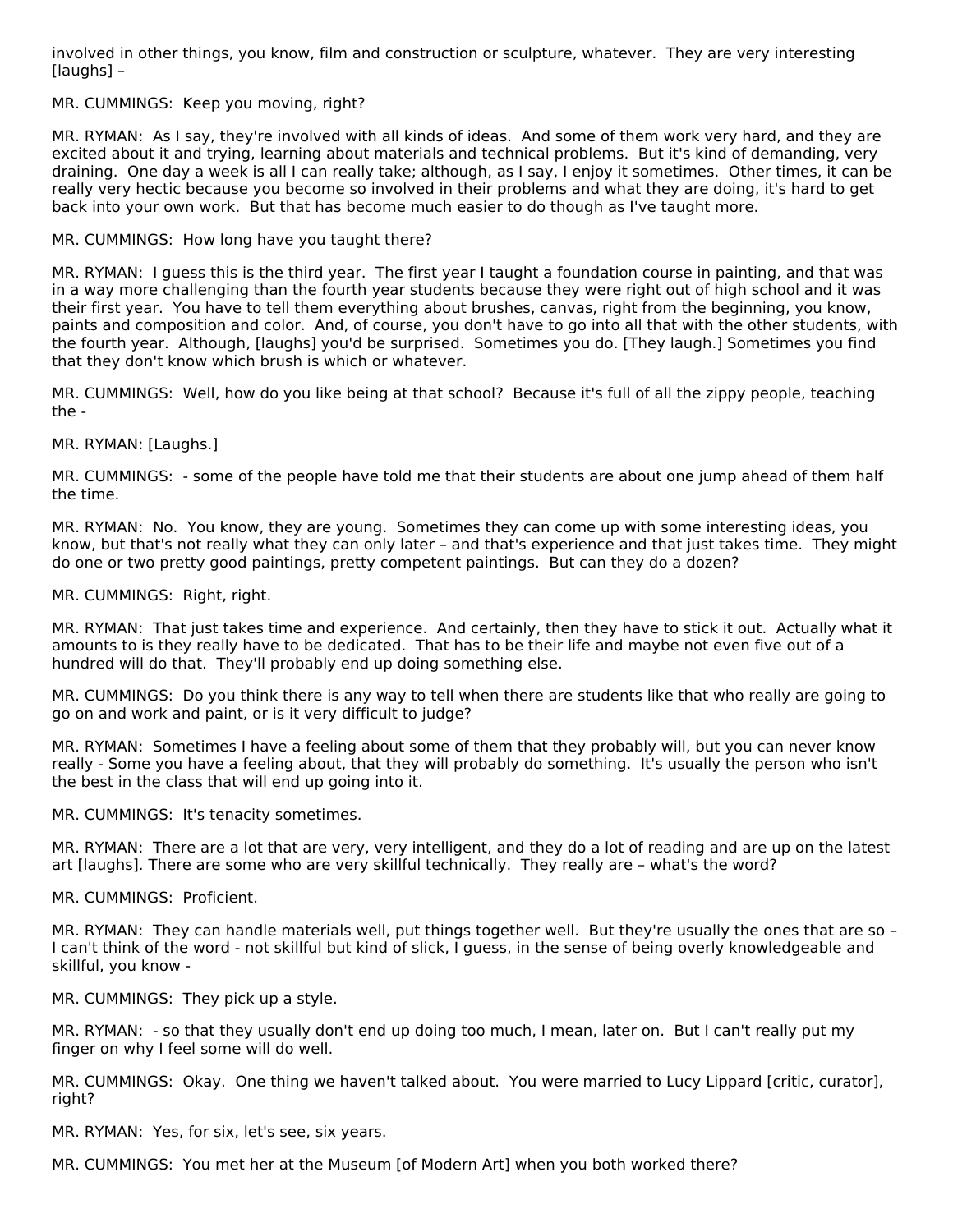involved in other things, you know, film and construction or sculpture, whatever. They are very interesting [laughs] –

MR. CUMMINGS: Keep you moving, right?

MR. RYMAN: As I say, they're involved with all kinds of ideas. And some of them work very hard, and they are excited about it and trying, learning about materials and technical problems. But it's kind of demanding, very draining. One day a week is all I can really take; although, as I say, I enjoy it sometimes. Other times, it can be really very hectic because you become so involved in their problems and what they are doing, it's hard to get back into your own work. But that has become much easier to do though as I've taught more.

MR. CUMMINGS: How long have you taught there?

MR. RYMAN: I guess this is the third year. The first year I taught a foundation course in painting, and that was in a way more challenging than the fourth year students because they were right out of high school and it was their first year. You have to tell them everything about brushes, canvas, right from the beginning, you know, paints and composition and color. And, of course, you don't have to go into all that with the other students, with the fourth year. Although, [laughs] you'd be surprised. Sometimes you do. [They laugh.] Sometimes you find that they don't know which brush is which or whatever.

MR. CUMMINGS: Well, how do you like being at that school? Because it's full of all the zippy people, teaching the -

MR. RYMAN: [Laughs.]

MR. CUMMINGS: - some of the people have told me that their students are about one jump ahead of them half the time.

MR. RYMAN: No. You know, they are young. Sometimes they can come up with some interesting ideas, you know, but that's not really what they can only later – and that's experience and that just takes time. They might do one or two pretty good paintings, pretty competent paintings. But can they do a dozen?

MR. CUMMINGS: Right, right.

MR. RYMAN: That just takes time and experience. And certainly, then they have to stick it out. Actually what it amounts to is they really have to be dedicated. That has to be their life and maybe not even five out of a hundred will do that. They'll probably end up doing something else.

MR. CUMMINGS: Do you think there is any way to tell when there are students like that who really are going to go on and work and paint, or is it very difficult to judge?

MR. RYMAN: Sometimes I have a feeling about some of them that they probably will, but you can never know really - Some you have a feeling about, that they will probably do something. It's usually the person who isn't the best in the class that will end up going into it.

MR. CUMMINGS: It's tenacity sometimes.

MR. RYMAN: There are a lot that are very, very intelligent, and they do a lot of reading and are up on the latest art [laughs]. There are some who are very skillful technically. They really are – what's the word?

MR. CUMMINGS: Proficient.

MR. RYMAN: They can handle materials well, put things together well. But they're usually the ones that are so – I can't think of the word - not skillful but kind of slick, I guess, in the sense of being overly knowledgeable and skillful, you know -

MR. CUMMINGS: They pick up a style.

MR. RYMAN: - so that they usually don't end up doing too much, I mean, later on. But I can't really put my finger on why I feel some will do well.

MR. CUMMINGS: Okay. One thing we haven't talked about. You were married to Lucy Lippard [critic, curator], right?

MR. RYMAN: Yes, for six, let's see, six years.

MR. CUMMINGS: You met her at the Museum [of Modern Art] when you both worked there?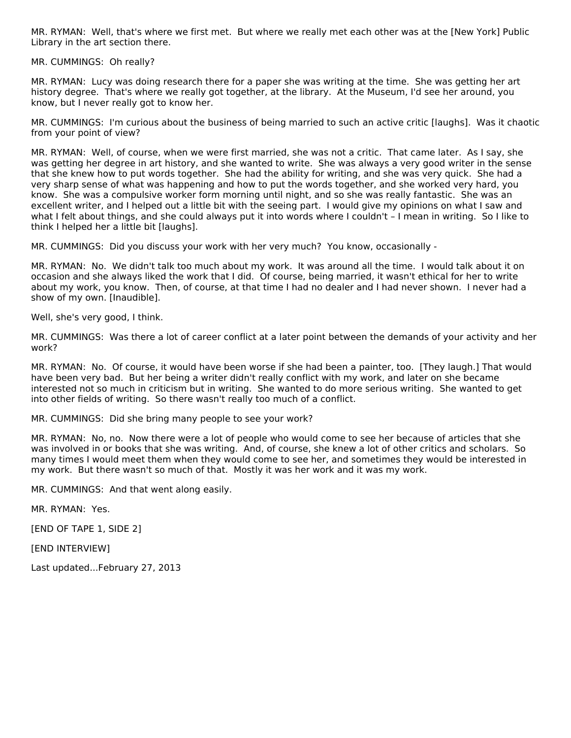MR. RYMAN: Well, that's where we first met. But where we really met each other was at the [New York] Public Library in the art section there.

MR. CUMMINGS: Oh really?

MR. RYMAN: Lucy was doing research there for a paper she was writing at the time. She was getting her art history degree. That's where we really got together, at the library. At the Museum, I'd see her around, you know, but I never really got to know her.

MR. CUMMINGS: I'm curious about the business of being married to such an active critic [laughs]. Was it chaotic from your point of view?

MR. RYMAN: Well, of course, when we were first married, she was not a critic. That came later. As I say, she was getting her degree in art history, and she wanted to write. She was always a very good writer in the sense that she knew how to put words together. She had the ability for writing, and she was very quick. She had a very sharp sense of what was happening and how to put the words together, and she worked very hard, you know. She was a compulsive worker form morning until night, and so she was really fantastic. She was an excellent writer, and I helped out a little bit with the seeing part. I would give my opinions on what I saw and what I felt about things, and she could always put it into words where I couldn't – I mean in writing. So I like to think I helped her a little bit [laughs].

MR. CUMMINGS: Did you discuss your work with her very much? You know, occasionally -

MR. RYMAN: No. We didn't talk too much about my work. It was around all the time. I would talk about it on occasion and she always liked the work that I did. Of course, being married, it wasn't ethical for her to write about my work, you know. Then, of course, at that time I had no dealer and I had never shown. I never had a show of my own. [Inaudible].

Well, she's very good, I think.

MR. CUMMINGS: Was there a lot of career conflict at a later point between the demands of your activity and her work?

MR. RYMAN: No. Of course, it would have been worse if she had been a painter, too. [They laugh.] That would have been very bad. But her being a writer didn't really conflict with my work, and later on she became interested not so much in criticism but in writing. She wanted to do more serious writing. She wanted to get into other fields of writing. So there wasn't really too much of a conflict.

MR. CUMMINGS: Did she bring many people to see your work?

MR. RYMAN: No, no. Now there were a lot of people who would come to see her because of articles that she was involved in or books that she was writing. And, of course, she knew a lot of other critics and scholars. So many times I would meet them when they would come to see her, and sometimes they would be interested in my work. But there wasn't so much of that. Mostly it was her work and it was my work.

MR. CUMMINGS: And that went along easily.

MR. RYMAN: Yes.

[END OF TAPE 1, SIDE 2]

[END INTERVIEW]

Last updated...February 27, 2013